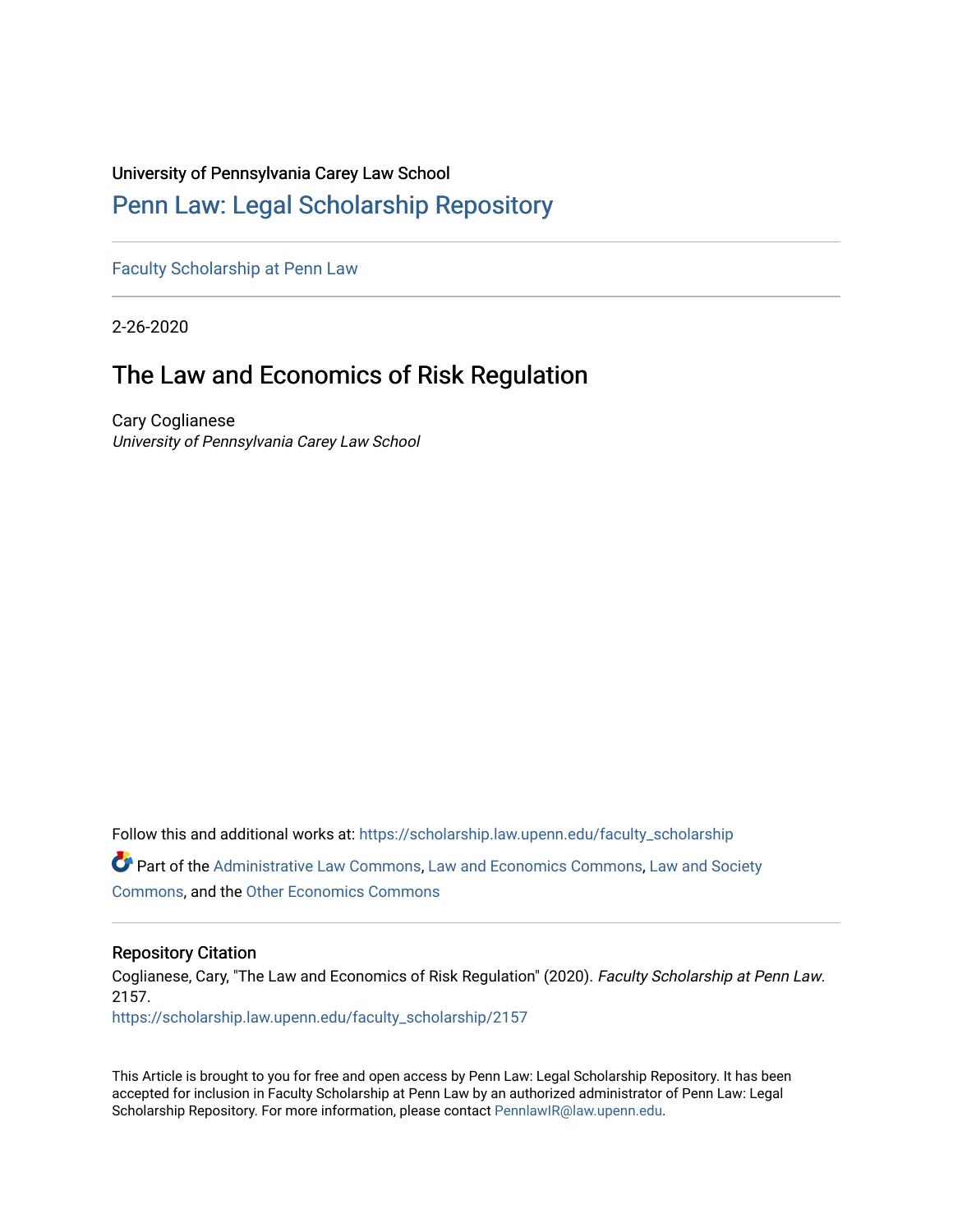University of Pennsylvania Carey Law School

# Penn Law: Legal Scholarship Repository

Faculty Scholarship at Penn Law

2-26-2020

## The Law and Economics of Risk Regulation

Cary Coglianese
*University of Pennsylvania Carey Law School*

Follow this and additional works at: https://scholarship.law.upenn.edu/faculty_scholarship

Part of the Administrative Law Commons, Law and Economics Commons, Law and Society Commons, and the Other Economics Commons

### Repository Citation

Coglianese, Cary, "The Law and Economics of Risk Regulation" (2020). *Faculty Scholarship at Penn Law*. 2157.
https://scholarship.law.upenn.edu/faculty_scholarship/2157

This Article is brought to you for free and open access by Penn Law: Legal Scholarship Repository. It has been accepted for inclusion in Faculty Scholarship at Penn Law by an authorized administrator of Penn Law: Legal Scholarship Repository. For more information, please contact PennlawIR@law.upenn.edu.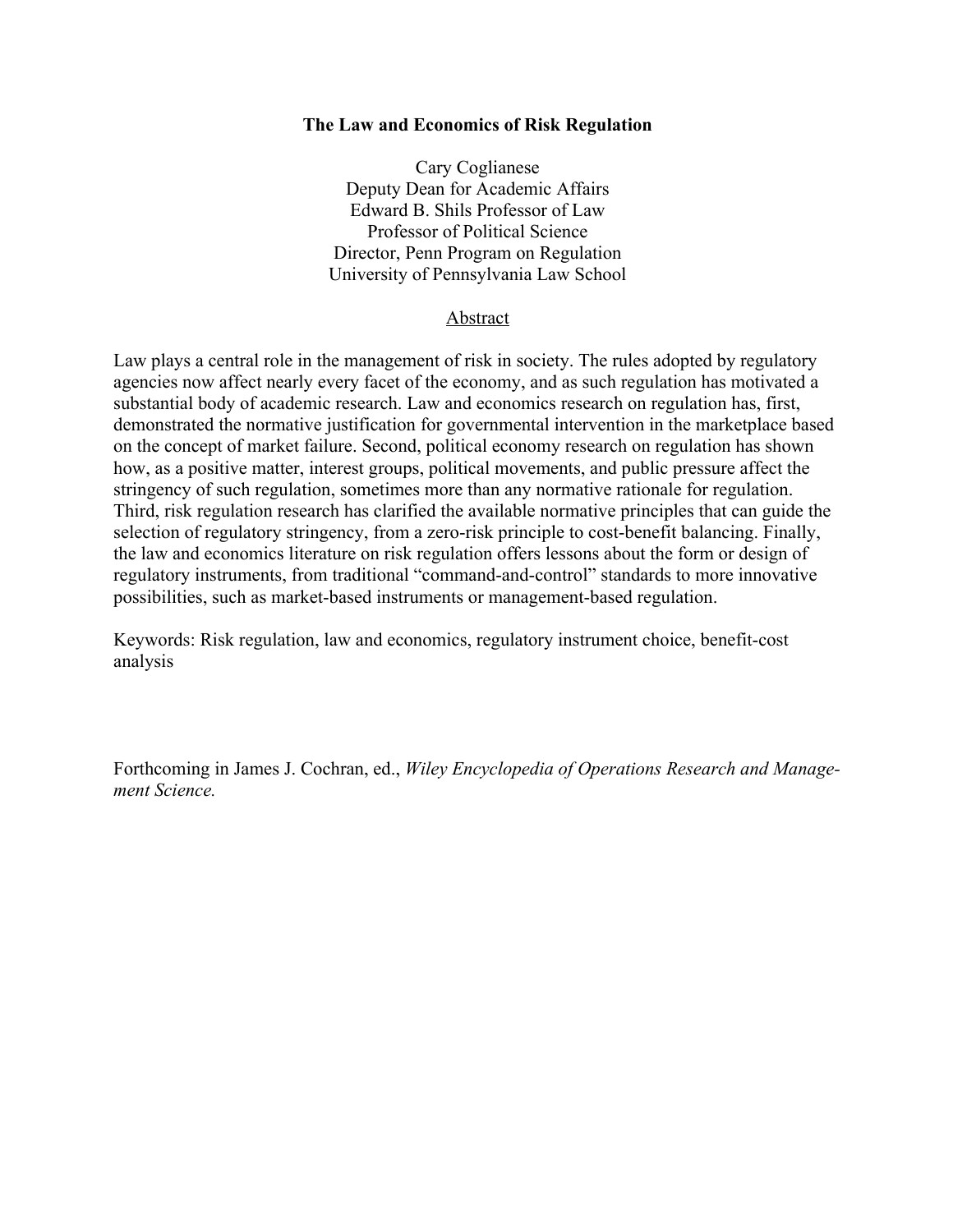# The Law and Economics of Risk Regulation

Cary Coglianese
Deputy Dean for Academic Affairs
Edward B. Shils Professor of Law
Professor of Political Science
Director, Penn Program on Regulation
University of Pennsylvania Law School

## Abstract

Law plays a central role in the management of risk in society. The rules adopted by regulatory agencies now affect nearly every facet of the economy, and as such regulation has motivated a substantial body of academic research. Law and economics research on regulation has, first, demonstrated the normative justification for governmental intervention in the marketplace based on the concept of market failure. Second, political economy research on regulation has shown how, as a positive matter, interest groups, political movements, and public pressure affect the stringency of such regulation, sometimes more than any normative rationale for regulation. Third, risk regulation research has clarified the available normative principles that can guide the selection of regulatory stringency, from a zero-risk principle to cost-benefit balancing. Finally, the law and economics literature on risk regulation offers lessons about the form or design of regulatory instruments, from traditional "command-and-control" standards to more innovative possibilities, such as market-based instruments or management-based regulation.

Keywords: Risk regulation, law and economics, regulatory instrument choice, benefit-cost analysis

Forthcoming in James J. Cochran, ed., *Wiley Encyclopedia of Operations Research and Management Science.*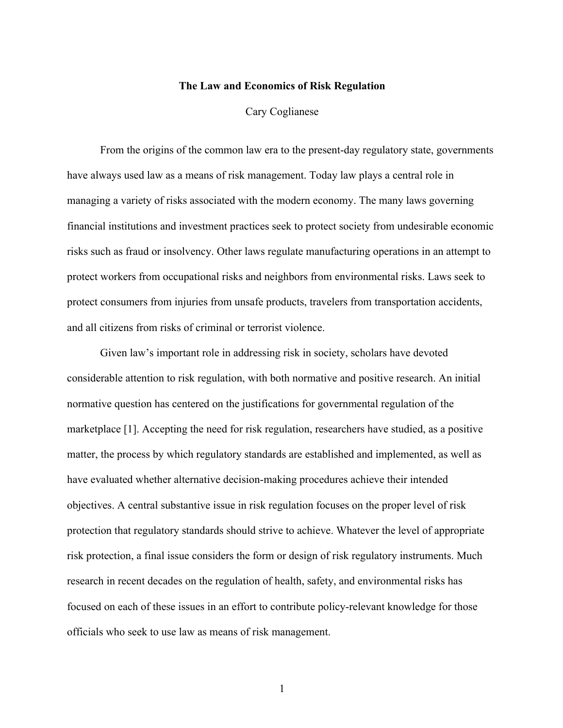# The Law and Economics of Risk Regulation

Cary Coglianese

From the origins of the common law era to the present-day regulatory state, governments have always used law as a means of risk management. Today law plays a central role in managing a variety of risks associated with the modern economy. The many laws governing financial institutions and investment practices seek to protect society from undesirable economic risks such as fraud or insolvency. Other laws regulate manufacturing operations in an attempt to protect workers from occupational risks and neighbors from environmental risks. Laws seek to protect consumers from injuries from unsafe products, travelers from transportation accidents, and all citizens from risks of criminal or terrorist violence.

Given law's important role in addressing risk in society, scholars have devoted considerable attention to risk regulation, with both normative and positive research. An initial normative question has centered on the justifications for governmental regulation of the marketplace [1]. Accepting the need for risk regulation, researchers have studied, as a positive matter, the process by which regulatory standards are established and implemented, as well as have evaluated whether alternative decision-making procedures achieve their intended objectives. A central substantive issue in risk regulation focuses on the proper level of risk protection that regulatory standards should strive to achieve. Whatever the level of appropriate risk protection, a final issue considers the form or design of risk regulatory instruments. Much research in recent decades on the regulation of health, safety, and environmental risks has focused on each of these issues in an effort to contribute policy-relevant knowledge for those officials who seek to use law as means of risk management.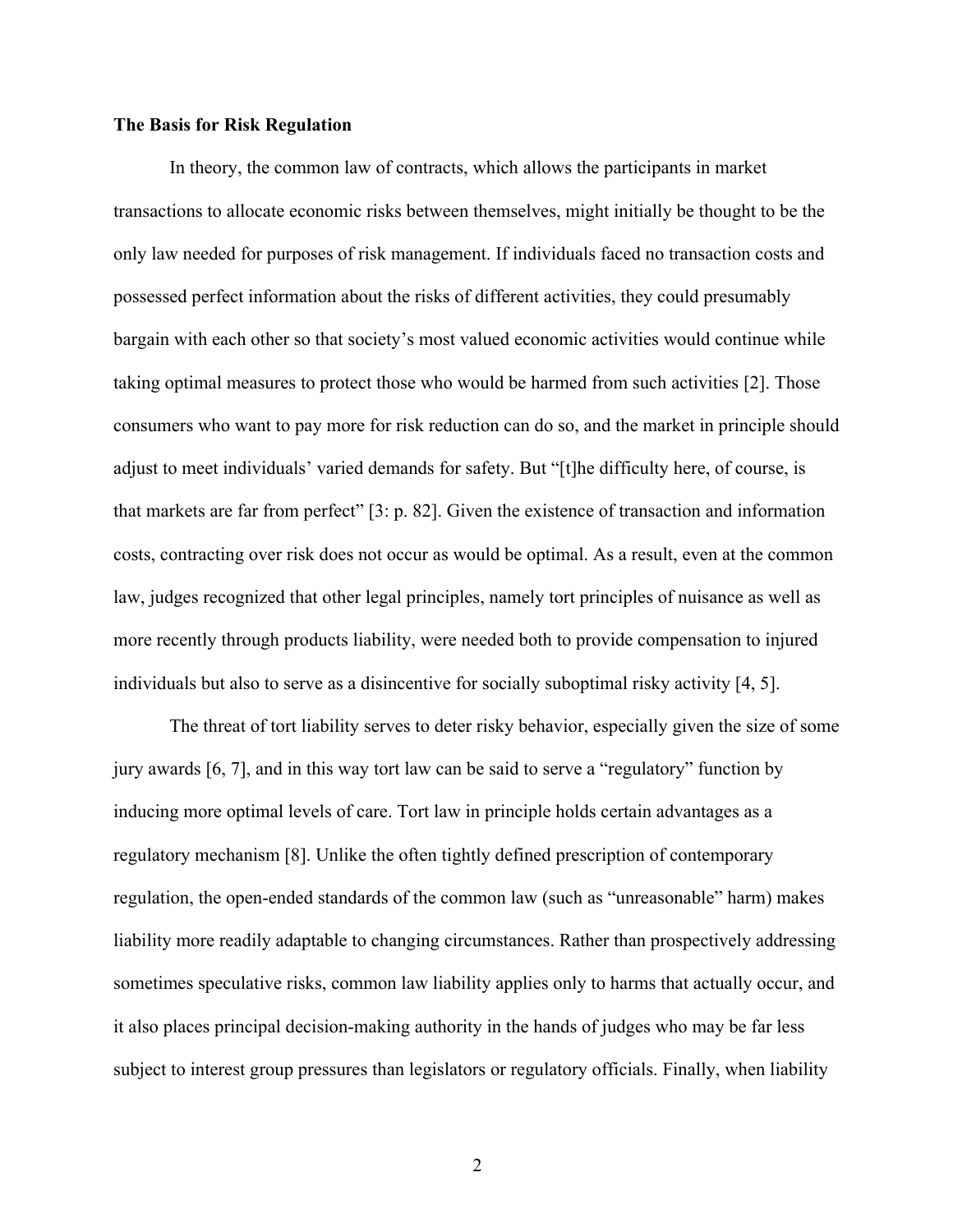**The Basis for Risk Regulation**

In theory, the common law of contracts, which allows the participants in market transactions to allocate economic risks between themselves, might initially be thought to be the only law needed for purposes of risk management. If individuals faced no transaction costs and possessed perfect information about the risks of different activities, they could presumably bargain with each other so that society's most valued economic activities would continue while taking optimal measures to protect those who would be harmed from such activities [2]. Those consumers who want to pay more for risk reduction can do so, and the market in principle should adjust to meet individuals' varied demands for safety. But "[t]he difficulty here, of course, is that markets are far from perfect" [3: p. 82]. Given the existence of transaction and information costs, contracting over risk does not occur as would be optimal. As a result, even at the common law, judges recognized that other legal principles, namely tort principles of nuisance as well as more recently through products liability, were needed both to provide compensation to injured individuals but also to serve as a disincentive for socially suboptimal risky activity [4, 5].

The threat of tort liability serves to deter risky behavior, especially given the size of some jury awards [6, 7], and in this way tort law can be said to serve a "regulatory" function by inducing more optimal levels of care. Tort law in principle holds certain advantages as a regulatory mechanism [8]. Unlike the often tightly defined prescription of contemporary regulation, the open-ended standards of the common law (such as "unreasonable" harm) makes liability more readily adaptable to changing circumstances. Rather than prospectively addressing sometimes speculative risks, common law liability applies only to harms that actually occur, and it also places principal decision-making authority in the hands of judges who may be far less subject to interest group pressures than legislators or regulatory officials. Finally, when liability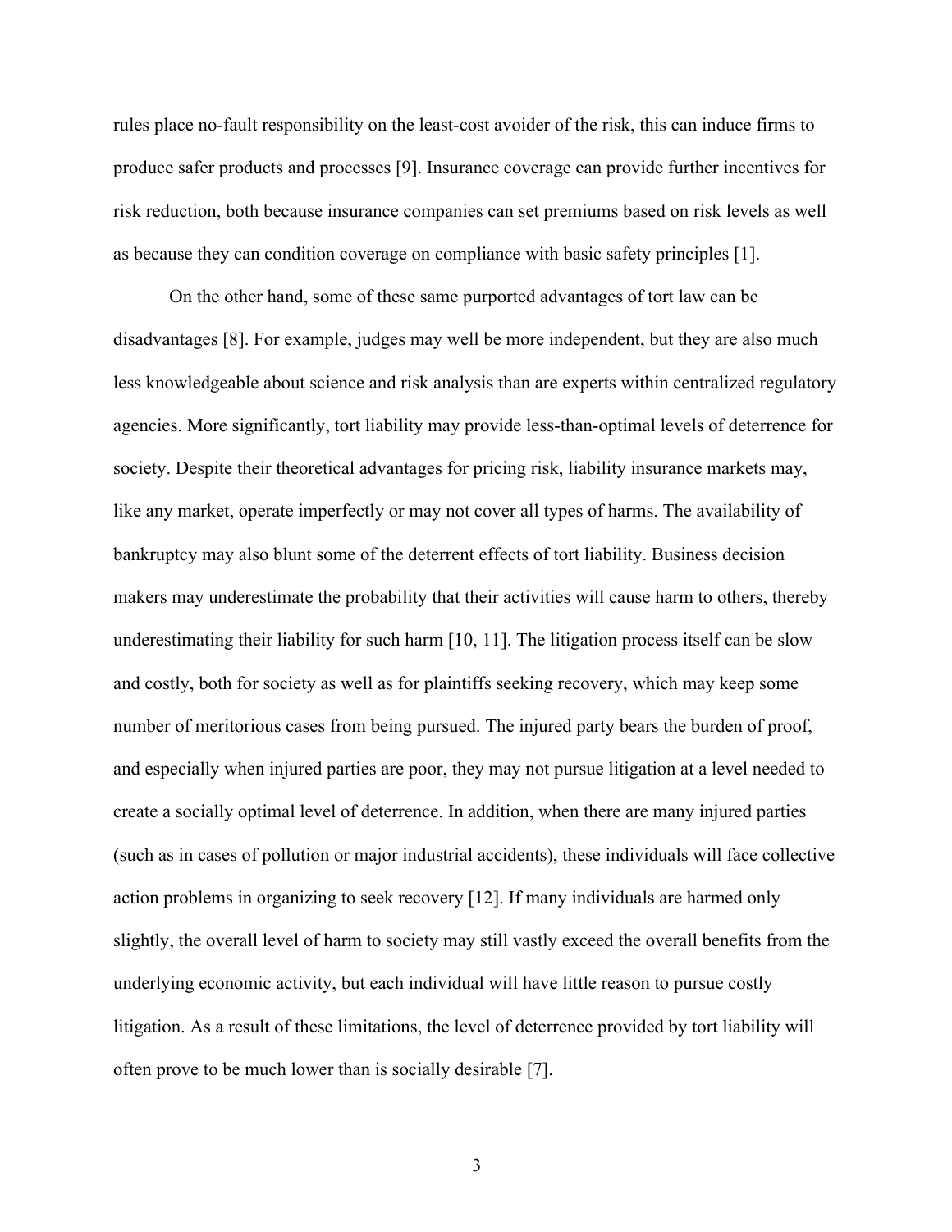rules place no-fault responsibility on the least-cost avoider of the risk, this can induce firms to produce safer products and processes [9]. Insurance coverage can provide further incentives for risk reduction, both because insurance companies can set premiums based on risk levels as well as because they can condition coverage on compliance with basic safety principles [1].

On the other hand, some of these same purported advantages of tort law can be disadvantages [8]. For example, judges may well be more independent, but they are also much less knowledgeable about science and risk analysis than are experts within centralized regulatory agencies. More significantly, tort liability may provide less-than-optimal levels of deterrence for society. Despite their theoretical advantages for pricing risk, liability insurance markets may, like any market, operate imperfectly or may not cover all types of harms. The availability of bankruptcy may also blunt some of the deterrent effects of tort liability. Business decision makers may underestimate the probability that their activities will cause harm to others, thereby underestimating their liability for such harm [10, 11]. The litigation process itself can be slow and costly, both for society as well as for plaintiffs seeking recovery, which may keep some number of meritorious cases from being pursued. The injured party bears the burden of proof, and especially when injured parties are poor, they may not pursue litigation at a level needed to create a socially optimal level of deterrence. In addition, when there are many injured parties (such as in cases of pollution or major industrial accidents), these individuals will face collective action problems in organizing to seek recovery [12]. If many individuals are harmed only slightly, the overall level of harm to society may still vastly exceed the overall benefits from the underlying economic activity, but each individual will have little reason to pursue costly litigation. As a result of these limitations, the level of deterrence provided by tort liability will often prove to be much lower than is socially desirable [7].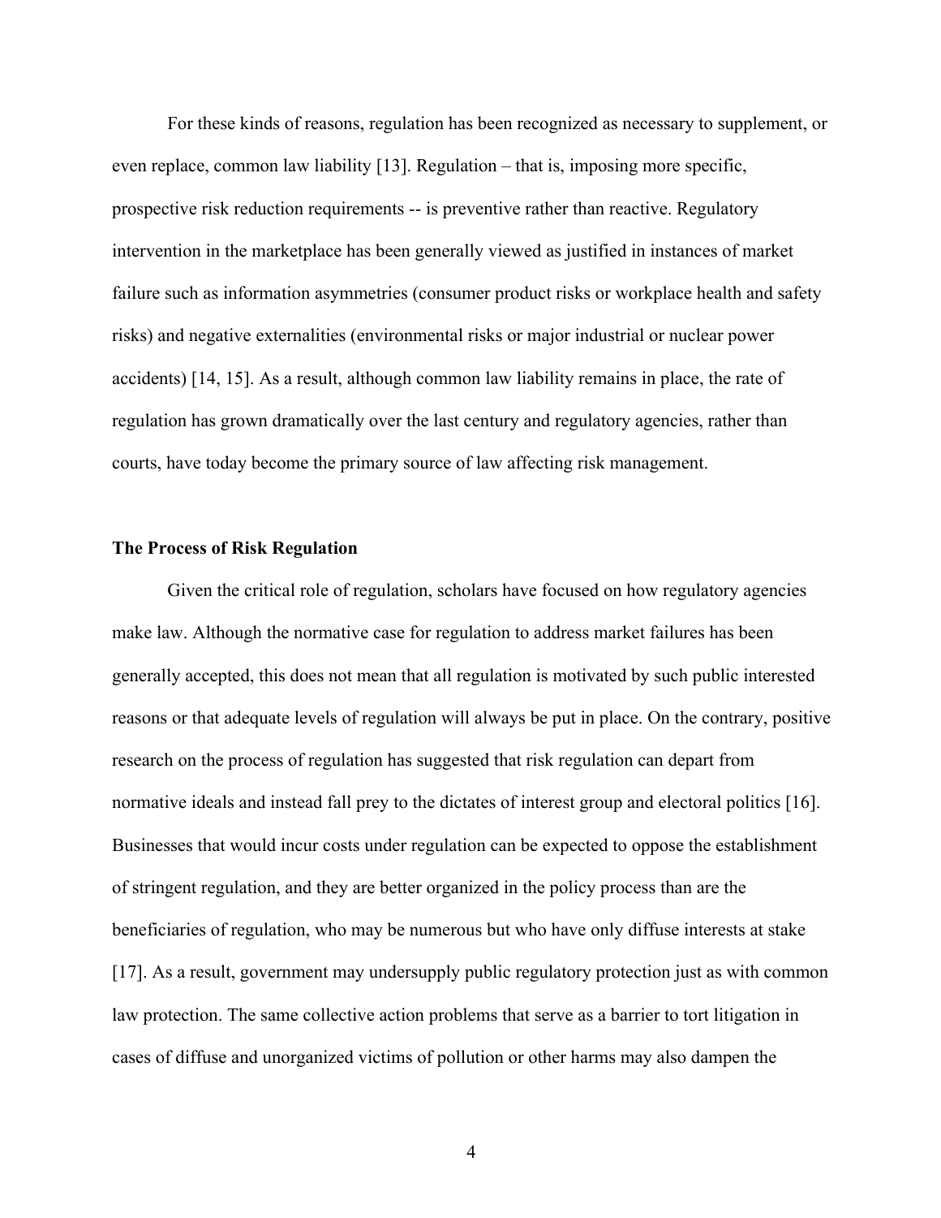For these kinds of reasons, regulation has been recognized as necessary to supplement, or even replace, common law liability [13]. Regulation – that is, imposing more specific, prospective risk reduction requirements -- is preventive rather than reactive. Regulatory intervention in the marketplace has been generally viewed as justified in instances of market failure such as information asymmetries (consumer product risks or workplace health and safety risks) and negative externalities (environmental risks or major industrial or nuclear power accidents) [14, 15]. As a result, although common law liability remains in place, the rate of regulation has grown dramatically over the last century and regulatory agencies, rather than courts, have today become the primary source of law affecting risk management.

**The Process of Risk Regulation**

Given the critical role of regulation, scholars have focused on how regulatory agencies make law. Although the normative case for regulation to address market failures has been generally accepted, this does not mean that all regulation is motivated by such public interested reasons or that adequate levels of regulation will always be put in place. On the contrary, positive research on the process of regulation has suggested that risk regulation can depart from normative ideals and instead fall prey to the dictates of interest group and electoral politics [16]. Businesses that would incur costs under regulation can be expected to oppose the establishment of stringent regulation, and they are better organized in the policy process than are the beneficiaries of regulation, who may be numerous but who have only diffuse interests at stake [17]. As a result, government may undersupply public regulatory protection just as with common law protection. The same collective action problems that serve as a barrier to tort litigation in cases of diffuse and unorganized victims of pollution or other harms may also dampen the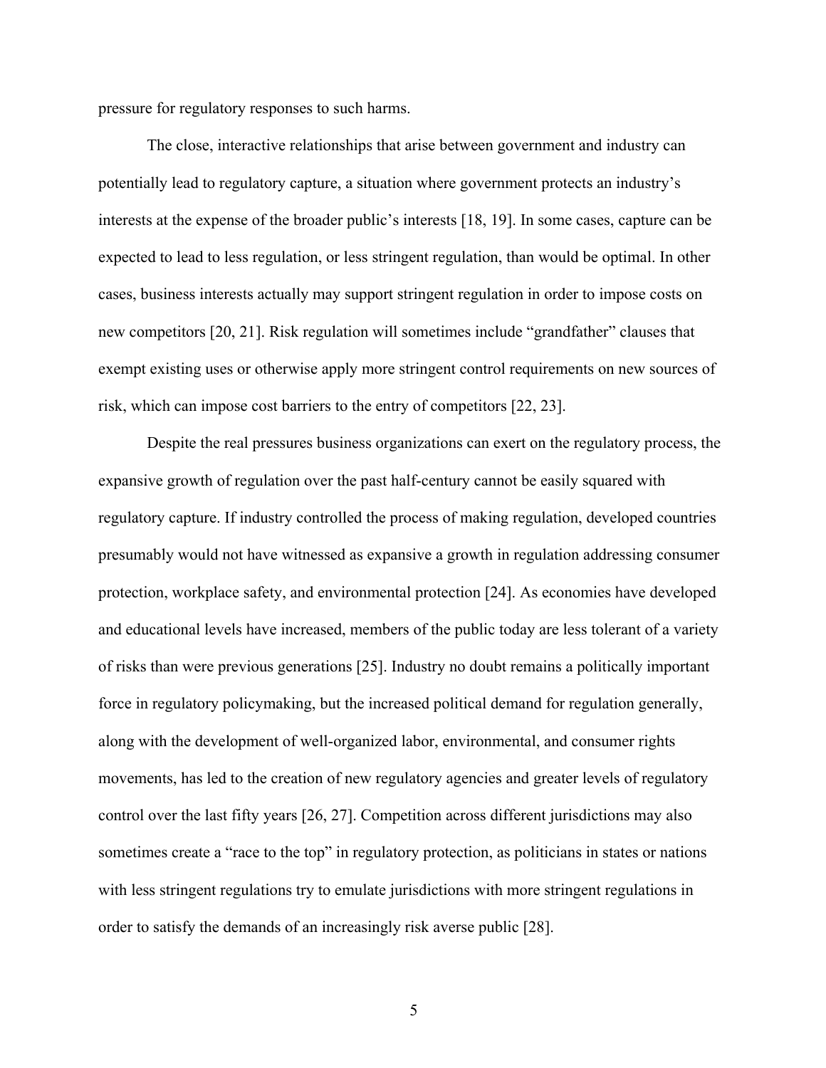pressure for regulatory responses to such harms.

The close, interactive relationships that arise between government and industry can potentially lead to regulatory capture, a situation where government protects an industry's interests at the expense of the broader public's interests [18, 19]. In some cases, capture can be expected to lead to less regulation, or less stringent regulation, than would be optimal. In other cases, business interests actually may support stringent regulation in order to impose costs on new competitors [20, 21]. Risk regulation will sometimes include "grandfather" clauses that exempt existing uses or otherwise apply more stringent control requirements on new sources of risk, which can impose cost barriers to the entry of competitors [22, 23].

Despite the real pressures business organizations can exert on the regulatory process, the expansive growth of regulation over the past half-century cannot be easily squared with regulatory capture. If industry controlled the process of making regulation, developed countries presumably would not have witnessed as expansive a growth in regulation addressing consumer protection, workplace safety, and environmental protection [24]. As economies have developed and educational levels have increased, members of the public today are less tolerant of a variety of risks than were previous generations [25]. Industry no doubt remains a politically important force in regulatory policymaking, but the increased political demand for regulation generally, along with the development of well-organized labor, environmental, and consumer rights movements, has led to the creation of new regulatory agencies and greater levels of regulatory control over the last fifty years [26, 27]. Competition across different jurisdictions may also sometimes create a "race to the top" in regulatory protection, as politicians in states or nations with less stringent regulations try to emulate jurisdictions with more stringent regulations in order to satisfy the demands of an increasingly risk averse public [28].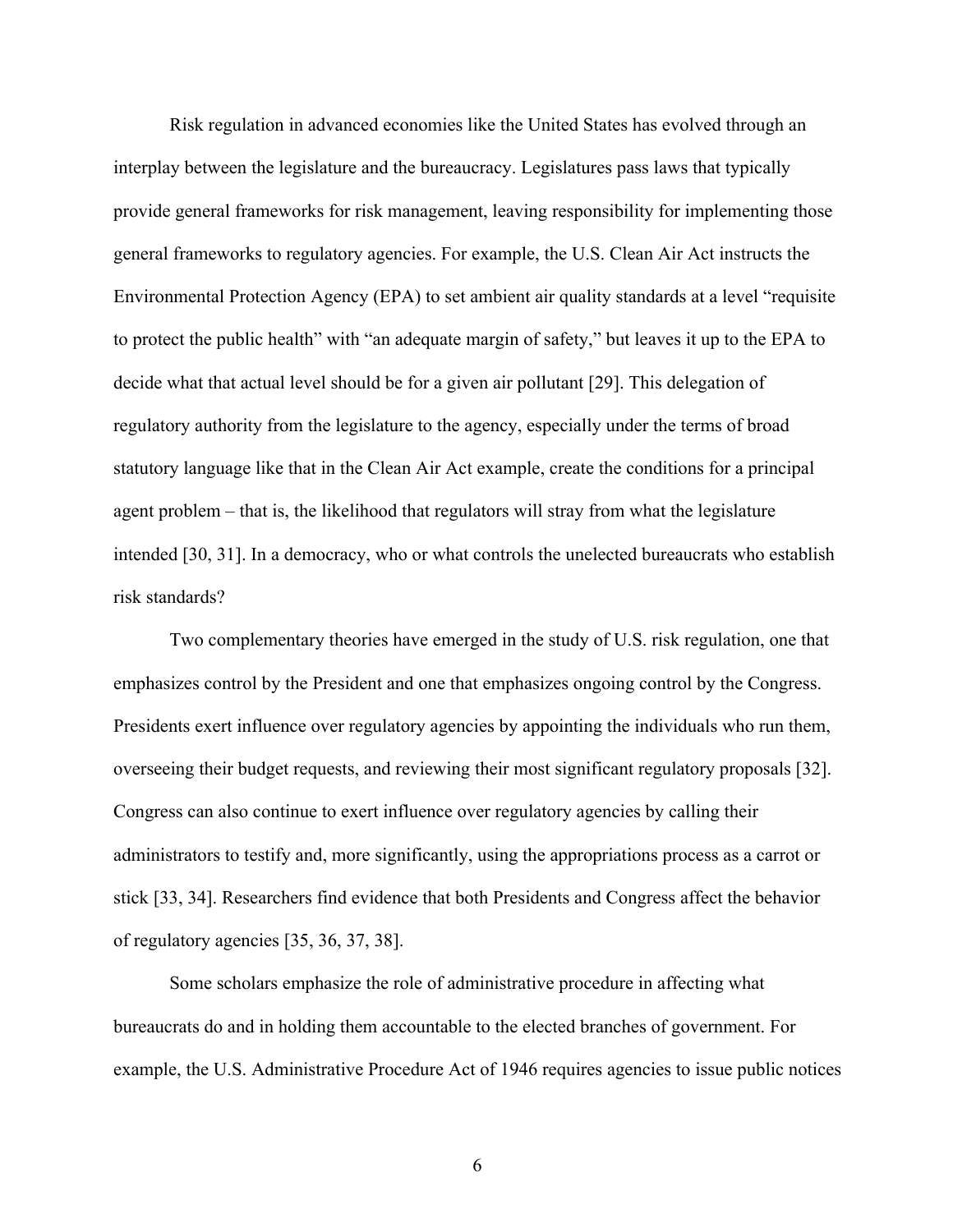Risk regulation in advanced economies like the United States has evolved through an interplay between the legislature and the bureaucracy. Legislatures pass laws that typically provide general frameworks for risk management, leaving responsibility for implementing those general frameworks to regulatory agencies. For example, the U.S. Clean Air Act instructs the Environmental Protection Agency (EPA) to set ambient air quality standards at a level "requisite to protect the public health" with "an adequate margin of safety," but leaves it up to the EPA to decide what that actual level should be for a given air pollutant [29]. This delegation of regulatory authority from the legislature to the agency, especially under the terms of broad statutory language like that in the Clean Air Act example, create the conditions for a principal agent problem – that is, the likelihood that regulators will stray from what the legislature intended [30, 31]. In a democracy, who or what controls the unelected bureaucrats who establish risk standards?

Two complementary theories have emerged in the study of U.S. risk regulation, one that emphasizes control by the President and one that emphasizes ongoing control by the Congress. Presidents exert influence over regulatory agencies by appointing the individuals who run them, overseeing their budget requests, and reviewing their most significant regulatory proposals [32]. Congress can also continue to exert influence over regulatory agencies by calling their administrators to testify and, more significantly, using the appropriations process as a carrot or stick [33, 34]. Researchers find evidence that both Presidents and Congress affect the behavior of regulatory agencies [35, 36, 37, 38].

Some scholars emphasize the role of administrative procedure in affecting what bureaucrats do and in holding them accountable to the elected branches of government. For example, the U.S. Administrative Procedure Act of 1946 requires agencies to issue public notices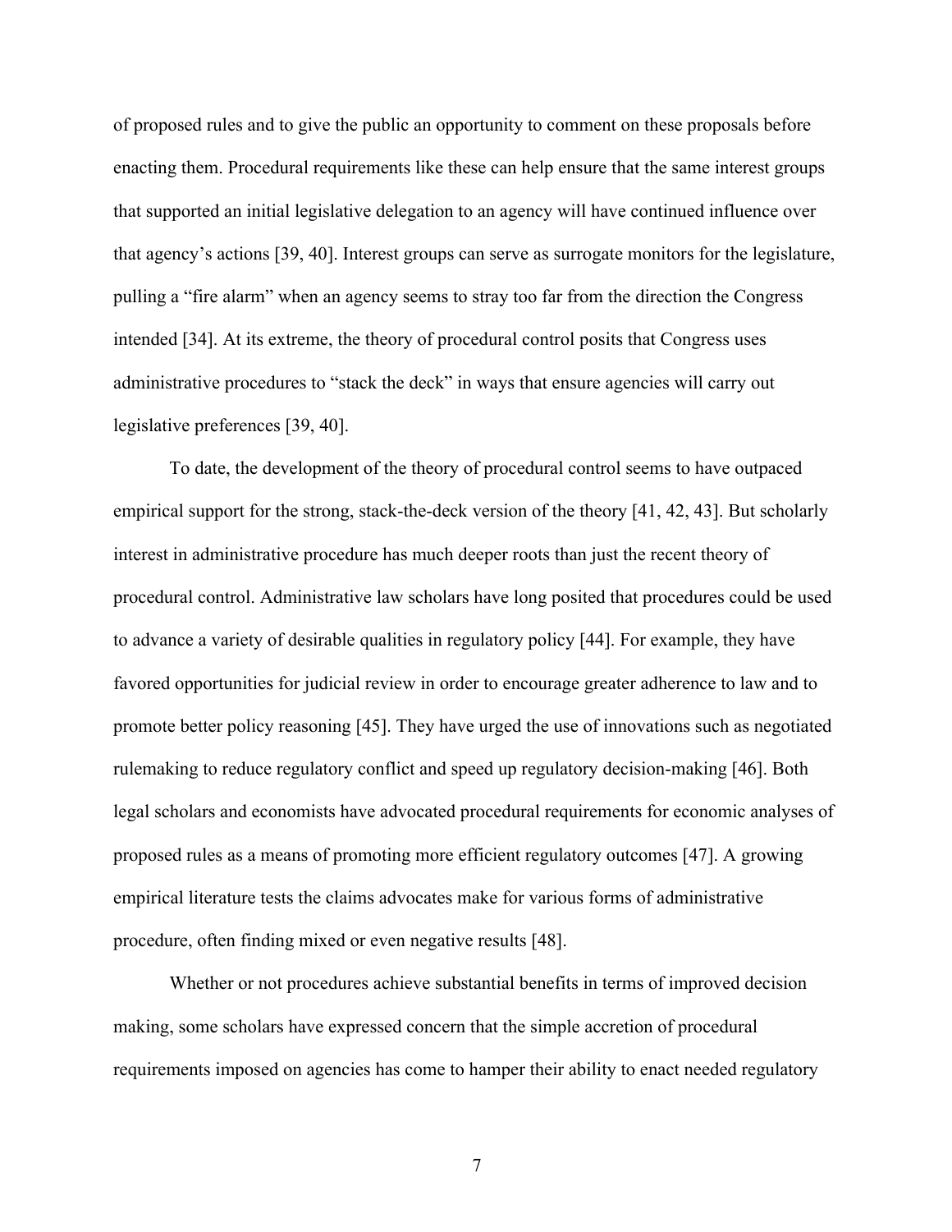of proposed rules and to give the public an opportunity to comment on these proposals before enacting them. Procedural requirements like these can help ensure that the same interest groups that supported an initial legislative delegation to an agency will have continued influence over that agency's actions [39, 40]. Interest groups can serve as surrogate monitors for the legislature, pulling a "fire alarm" when an agency seems to stray too far from the direction the Congress intended [34]. At its extreme, the theory of procedural control posits that Congress uses administrative procedures to "stack the deck" in ways that ensure agencies will carry out legislative preferences [39, 40].

To date, the development of the theory of procedural control seems to have outpaced empirical support for the strong, stack-the-deck version of the theory [41, 42, 43]. But scholarly interest in administrative procedure has much deeper roots than just the recent theory of procedural control. Administrative law scholars have long posited that procedures could be used to advance a variety of desirable qualities in regulatory policy [44]. For example, they have favored opportunities for judicial review in order to encourage greater adherence to law and to promote better policy reasoning [45]. They have urged the use of innovations such as negotiated rulemaking to reduce regulatory conflict and speed up regulatory decision-making [46]. Both legal scholars and economists have advocated procedural requirements for economic analyses of proposed rules as a means of promoting more efficient regulatory outcomes [47]. A growing empirical literature tests the claims advocates make for various forms of administrative procedure, often finding mixed or even negative results [48].

Whether or not procedures achieve substantial benefits in terms of improved decision making, some scholars have expressed concern that the simple accretion of procedural requirements imposed on agencies has come to hamper their ability to enact needed regulatory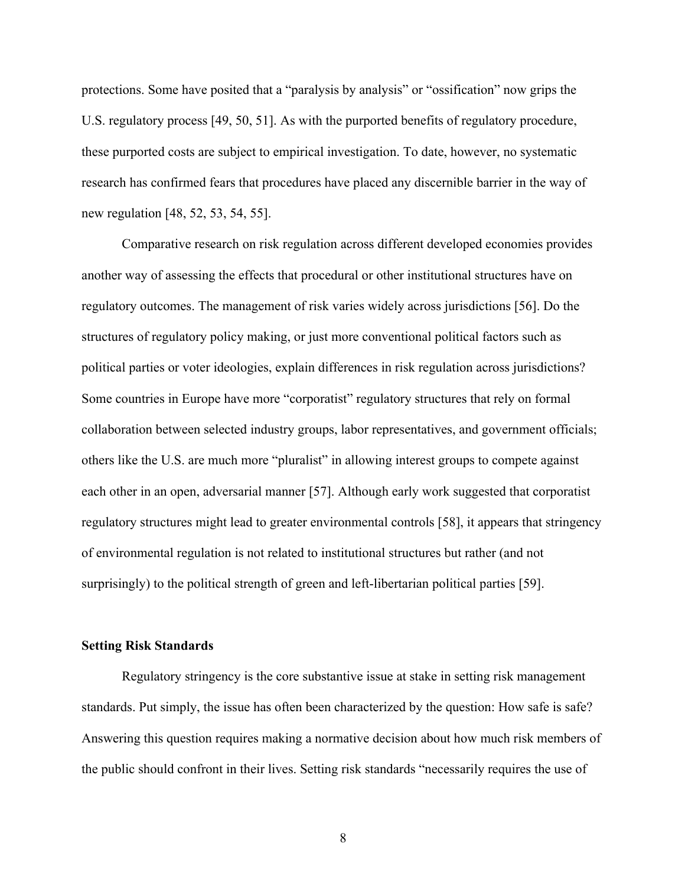protections. Some have posited that a "paralysis by analysis" or "ossification" now grips the U.S. regulatory process [49, 50, 51]. As with the purported benefits of regulatory procedure, these purported costs are subject to empirical investigation. To date, however, no systematic research has confirmed fears that procedures have placed any discernible barrier in the way of new regulation [48, 52, 53, 54, 55].

Comparative research on risk regulation across different developed economies provides another way of assessing the effects that procedural or other institutional structures have on regulatory outcomes. The management of risk varies widely across jurisdictions [56]. Do the structures of regulatory policy making, or just more conventional political factors such as political parties or voter ideologies, explain differences in risk regulation across jurisdictions? Some countries in Europe have more "corporatist" regulatory structures that rely on formal collaboration between selected industry groups, labor representatives, and government officials; others like the U.S. are much more "pluralist" in allowing interest groups to compete against each other in an open, adversarial manner [57]. Although early work suggested that corporatist regulatory structures might lead to greater environmental controls [58], it appears that stringency of environmental regulation is not related to institutional structures but rather (and not surprisingly) to the political strength of green and left-libertarian political parties [59].

### Setting Risk Standards

Regulatory stringency is the core substantive issue at stake in setting risk management standards. Put simply, the issue has often been characterized by the question: How safe is safe? Answering this question requires making a normative decision about how much risk members of the public should confront in their lives. Setting risk standards "necessarily requires the use of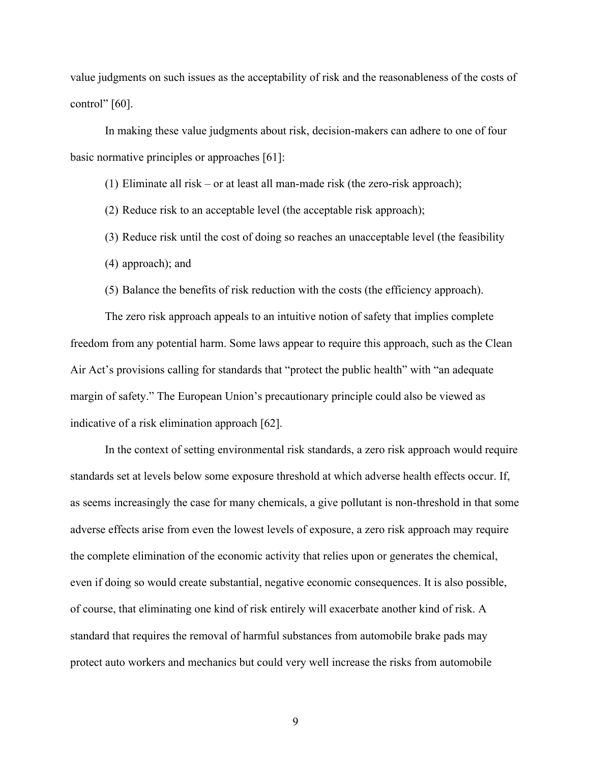value judgments on such issues as the acceptability of risk and the reasonableness of the costs of control" [60].

In making these value judgments about risk, decision-makers can adhere to one of four basic normative principles or approaches [61]:

(1) Eliminate all risk – or at least all man-made risk (the zero-risk approach);

(2) Reduce risk to an acceptable level (the acceptable risk approach);

(3) Reduce risk until the cost of doing so reaches an unacceptable level (the feasibility

(4) approach); and

(5) Balance the benefits of risk reduction with the costs (the efficiency approach).

The zero risk approach appeals to an intuitive notion of safety that implies complete freedom from any potential harm. Some laws appear to require this approach, such as the Clean Air Act's provisions calling for standards that "protect the public health" with "an adequate margin of safety." The European Union's precautionary principle could also be viewed as indicative of a risk elimination approach [62].

In the context of setting environmental risk standards, a zero risk approach would require standards set at levels below some exposure threshold at which adverse health effects occur. If, as seems increasingly the case for many chemicals, a give pollutant is non-threshold in that some adverse effects arise from even the lowest levels of exposure, a zero risk approach may require the complete elimination of the economic activity that relies upon or generates the chemical, even if doing so would create substantial, negative economic consequences. It is also possible, of course, that eliminating one kind of risk entirely will exacerbate another kind of risk. A standard that requires the removal of harmful substances from automobile brake pads may protect auto workers and mechanics but could very well increase the risks from automobile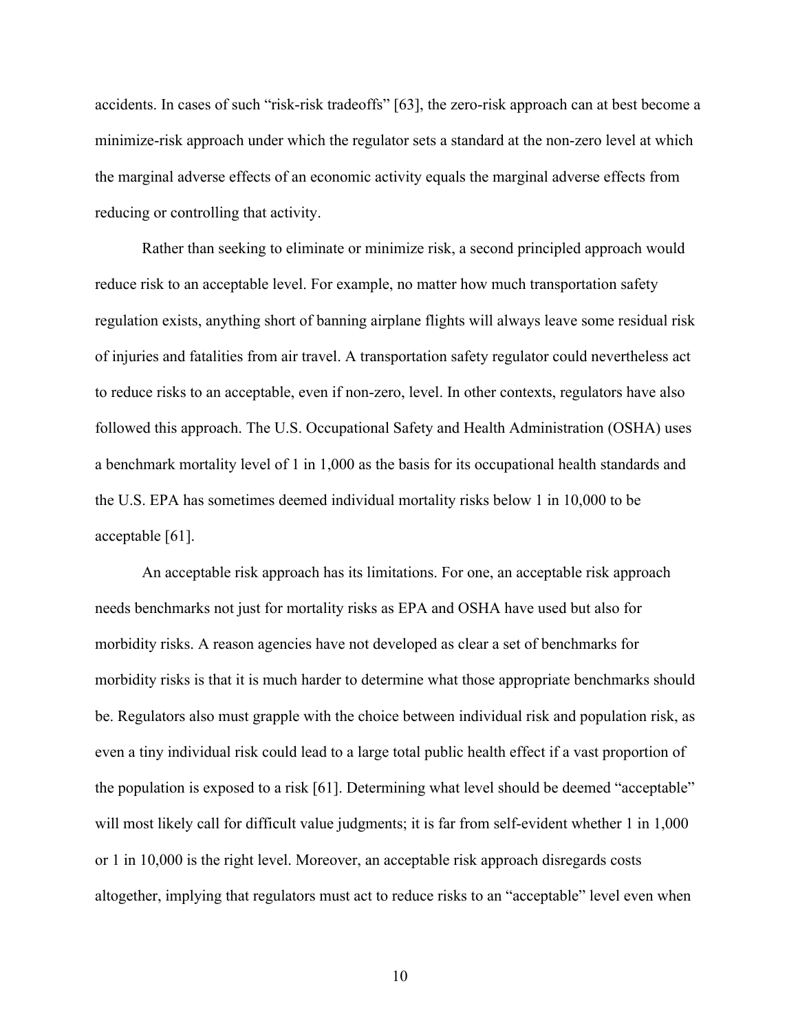accidents. In cases of such "risk-risk tradeoffs" [63], the zero-risk approach can at best become a minimize-risk approach under which the regulator sets a standard at the non-zero level at which the marginal adverse effects of an economic activity equals the marginal adverse effects from reducing or controlling that activity.

Rather than seeking to eliminate or minimize risk, a second principled approach would reduce risk to an acceptable level. For example, no matter how much transportation safety regulation exists, anything short of banning airplane flights will always leave some residual risk of injuries and fatalities from air travel. A transportation safety regulator could nevertheless act to reduce risks to an acceptable, even if non-zero, level. In other contexts, regulators have also followed this approach. The U.S. Occupational Safety and Health Administration (OSHA) uses a benchmark mortality level of 1 in 1,000 as the basis for its occupational health standards and the U.S. EPA has sometimes deemed individual mortality risks below 1 in 10,000 to be acceptable [61].

An acceptable risk approach has its limitations. For one, an acceptable risk approach needs benchmarks not just for mortality risks as EPA and OSHA have used but also for morbidity risks. A reason agencies have not developed as clear a set of benchmarks for morbidity risks is that it is much harder to determine what those appropriate benchmarks should be. Regulators also must grapple with the choice between individual risk and population risk, as even a tiny individual risk could lead to a large total public health effect if a vast proportion of the population is exposed to a risk [61]. Determining what level should be deemed "acceptable" will most likely call for difficult value judgments; it is far from self-evident whether 1 in 1,000 or 1 in 10,000 is the right level. Moreover, an acceptable risk approach disregards costs altogether, implying that regulators must act to reduce risks to an "acceptable" level even when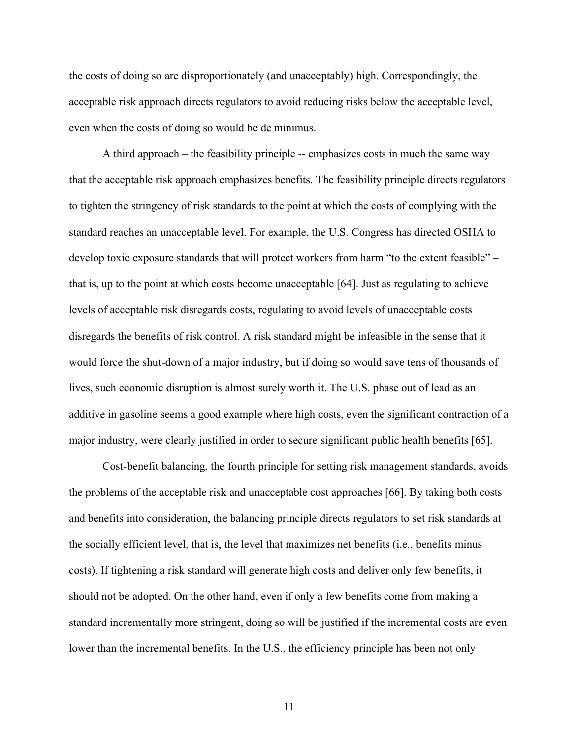the costs of doing so are disproportionately (and unacceptably) high. Correspondingly, the acceptable risk approach directs regulators to avoid reducing risks below the acceptable level, even when the costs of doing so would be de minimus.

A third approach – the feasibility principle -- emphasizes costs in much the same way that the acceptable risk approach emphasizes benefits. The feasibility principle directs regulators to tighten the stringency of risk standards to the point at which the costs of complying with the standard reaches an unacceptable level. For example, the U.S. Congress has directed OSHA to develop toxic exposure standards that will protect workers from harm "to the extent feasible" – that is, up to the point at which costs become unacceptable [64]. Just as regulating to achieve levels of acceptable risk disregards costs, regulating to avoid levels of unacceptable costs disregards the benefits of risk control. A risk standard might be infeasible in the sense that it would force the shut-down of a major industry, but if doing so would save tens of thousands of lives, such economic disruption is almost surely worth it. The U.S. phase out of lead as an additive in gasoline seems a good example where high costs, even the significant contraction of a major industry, were clearly justified in order to secure significant public health benefits [65].

Cost-benefit balancing, the fourth principle for setting risk management standards, avoids the problems of the acceptable risk and unacceptable cost approaches [66]. By taking both costs and benefits into consideration, the balancing principle directs regulators to set risk standards at the socially efficient level, that is, the level that maximizes net benefits (i.e., benefits minus costs). If tightening a risk standard will generate high costs and deliver only few benefits, it should not be adopted. On the other hand, even if only a few benefits come from making a standard incrementally more stringent, doing so will be justified if the incremental costs are even lower than the incremental benefits. In the U.S., the efficiency principle has been not only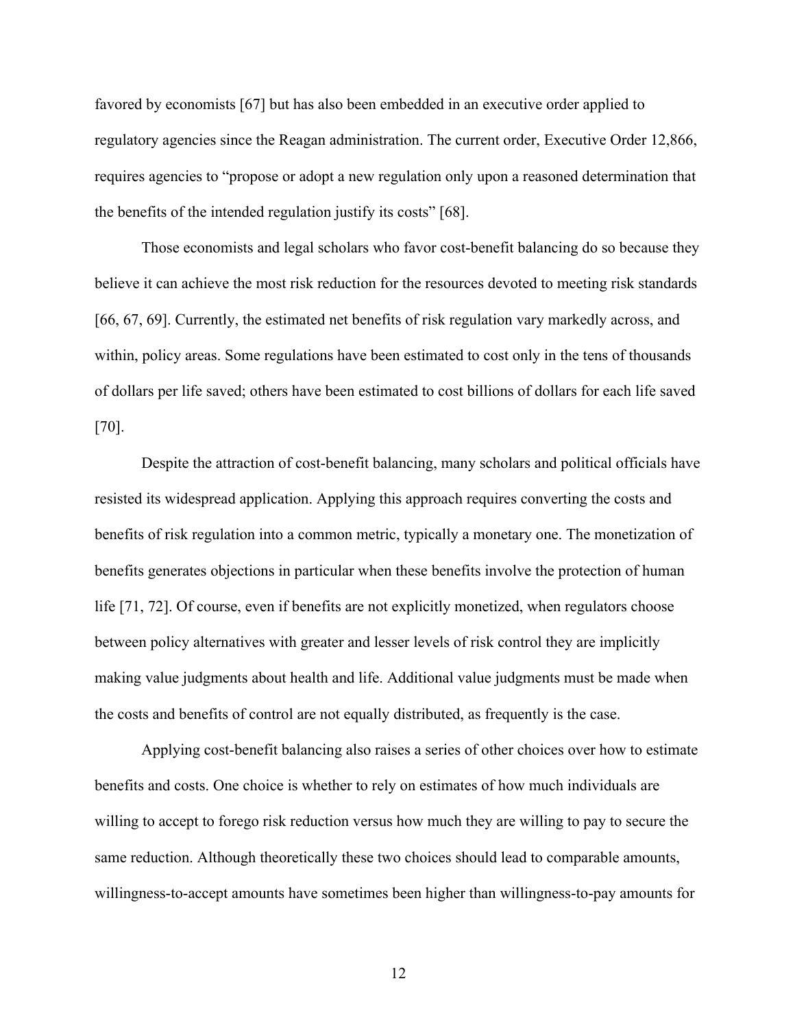favored by economists [67] but has also been embedded in an executive order applied to regulatory agencies since the Reagan administration. The current order, Executive Order 12,866, requires agencies to "propose or adopt a new regulation only upon a reasoned determination that the benefits of the intended regulation justify its costs" [68].

Those economists and legal scholars who favor cost-benefit balancing do so because they believe it can achieve the most risk reduction for the resources devoted to meeting risk standards [66, 67, 69]. Currently, the estimated net benefits of risk regulation vary markedly across, and within, policy areas. Some regulations have been estimated to cost only in the tens of thousands of dollars per life saved; others have been estimated to cost billions of dollars for each life saved [70].

Despite the attraction of cost-benefit balancing, many scholars and political officials have resisted its widespread application. Applying this approach requires converting the costs and benefits of risk regulation into a common metric, typically a monetary one. The monetization of benefits generates objections in particular when these benefits involve the protection of human life [71, 72]. Of course, even if benefits are not explicitly monetized, when regulators choose between policy alternatives with greater and lesser levels of risk control they are implicitly making value judgments about health and life. Additional value judgments must be made when the costs and benefits of control are not equally distributed, as frequently is the case.

Applying cost-benefit balancing also raises a series of other choices over how to estimate benefits and costs. One choice is whether to rely on estimates of how much individuals are willing to accept to forego risk reduction versus how much they are willing to pay to secure the same reduction. Although theoretically these two choices should lead to comparable amounts, willingness-to-accept amounts have sometimes been higher than willingness-to-pay amounts for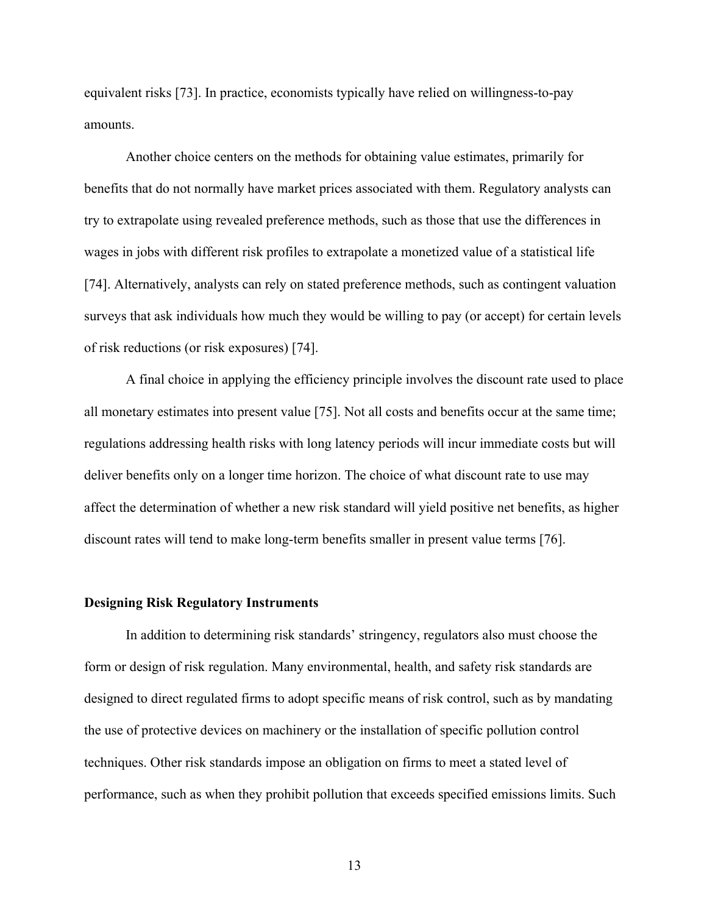equivalent risks [73]. In practice, economists typically have relied on willingness-to-pay amounts.

Another choice centers on the methods for obtaining value estimates, primarily for benefits that do not normally have market prices associated with them. Regulatory analysts can try to extrapolate using revealed preference methods, such as those that use the differences in wages in jobs with different risk profiles to extrapolate a monetized value of a statistical life [74]. Alternatively, analysts can rely on stated preference methods, such as contingent valuation surveys that ask individuals how much they would be willing to pay (or accept) for certain levels of risk reductions (or risk exposures) [74].

A final choice in applying the efficiency principle involves the discount rate used to place all monetary estimates into present value [75]. Not all costs and benefits occur at the same time; regulations addressing health risks with long latency periods will incur immediate costs but will deliver benefits only on a longer time horizon. The choice of what discount rate to use may affect the determination of whether a new risk standard will yield positive net benefits, as higher discount rates will tend to make long-term benefits smaller in present value terms [76].

**Designing Risk Regulatory Instruments**

In addition to determining risk standards' stringency, regulators also must choose the form or design of risk regulation. Many environmental, health, and safety risk standards are designed to direct regulated firms to adopt specific means of risk control, such as by mandating the use of protective devices on machinery or the installation of specific pollution control techniques. Other risk standards impose an obligation on firms to meet a stated level of performance, such as when they prohibit pollution that exceeds specified emissions limits. Such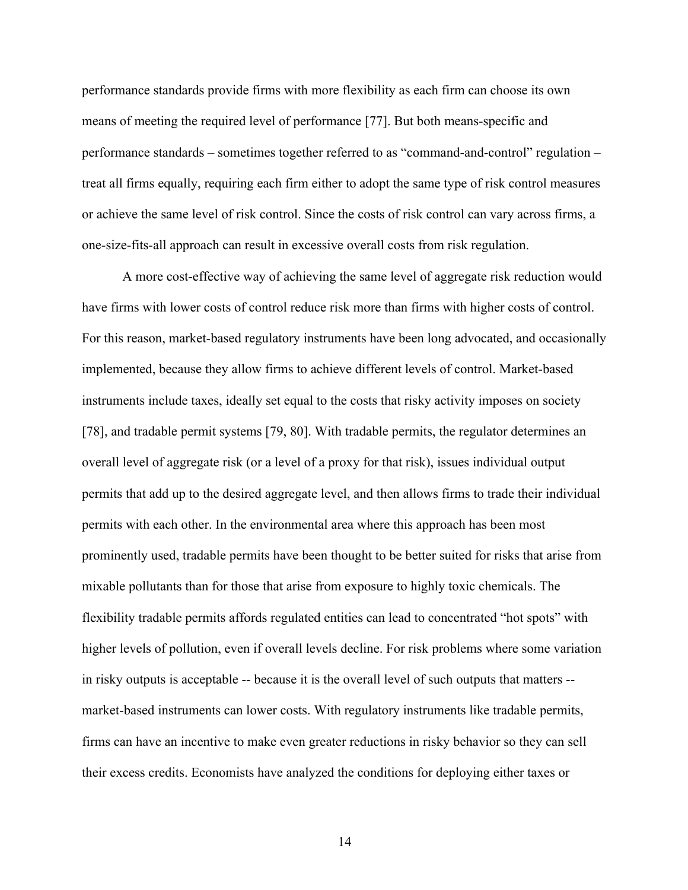performance standards provide firms with more flexibility as each firm can choose its own means of meeting the required level of performance [77]. But both means-specific and performance standards – sometimes together referred to as "command-and-control" regulation – treat all firms equally, requiring each firm either to adopt the same type of risk control measures or achieve the same level of risk control. Since the costs of risk control can vary across firms, a one-size-fits-all approach can result in excessive overall costs from risk regulation.

A more cost-effective way of achieving the same level of aggregate risk reduction would have firms with lower costs of control reduce risk more than firms with higher costs of control. For this reason, market-based regulatory instruments have been long advocated, and occasionally implemented, because they allow firms to achieve different levels of control. Market-based instruments include taxes, ideally set equal to the costs that risky activity imposes on society [78], and tradable permit systems [79, 80]. With tradable permits, the regulator determines an overall level of aggregate risk (or a level of a proxy for that risk), issues individual output permits that add up to the desired aggregate level, and then allows firms to trade their individual permits with each other. In the environmental area where this approach has been most prominently used, tradable permits have been thought to be better suited for risks that arise from mixable pollutants than for those that arise from exposure to highly toxic chemicals. The flexibility tradable permits affords regulated entities can lead to concentrated "hot spots" with higher levels of pollution, even if overall levels decline. For risk problems where some variation in risky outputs is acceptable -- because it is the overall level of such outputs that matters -- market-based instruments can lower costs. With regulatory instruments like tradable permits, firms can have an incentive to make even greater reductions in risky behavior so they can sell their excess credits. Economists have analyzed the conditions for deploying either taxes or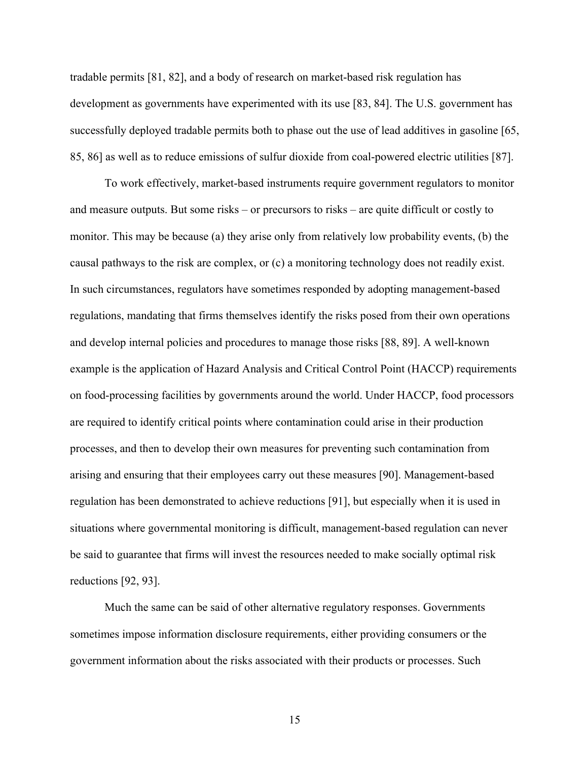tradable permits [81, 82], and a body of research on market-based risk regulation has development as governments have experimented with its use [83, 84]. The U.S. government has successfully deployed tradable permits both to phase out the use of lead additives in gasoline [65, 85, 86] as well as to reduce emissions of sulfur dioxide from coal-powered electric utilities [87].

To work effectively, market-based instruments require government regulators to monitor and measure outputs. But some risks – or precursors to risks – are quite difficult or costly to monitor. This may be because (a) they arise only from relatively low probability events, (b) the causal pathways to the risk are complex, or (c) a monitoring technology does not readily exist. In such circumstances, regulators have sometimes responded by adopting management-based regulations, mandating that firms themselves identify the risks posed from their own operations and develop internal policies and procedures to manage those risks [88, 89]. A well-known example is the application of Hazard Analysis and Critical Control Point (HACCP) requirements on food-processing facilities by governments around the world. Under HACCP, food processors are required to identify critical points where contamination could arise in their production processes, and then to develop their own measures for preventing such contamination from arising and ensuring that their employees carry out these measures [90]. Management-based regulation has been demonstrated to achieve reductions [91], but especially when it is used in situations where governmental monitoring is difficult, management-based regulation can never be said to guarantee that firms will invest the resources needed to make socially optimal risk reductions [92, 93].

Much the same can be said of other alternative regulatory responses. Governments sometimes impose information disclosure requirements, either providing consumers or the government information about the risks associated with their products or processes. Such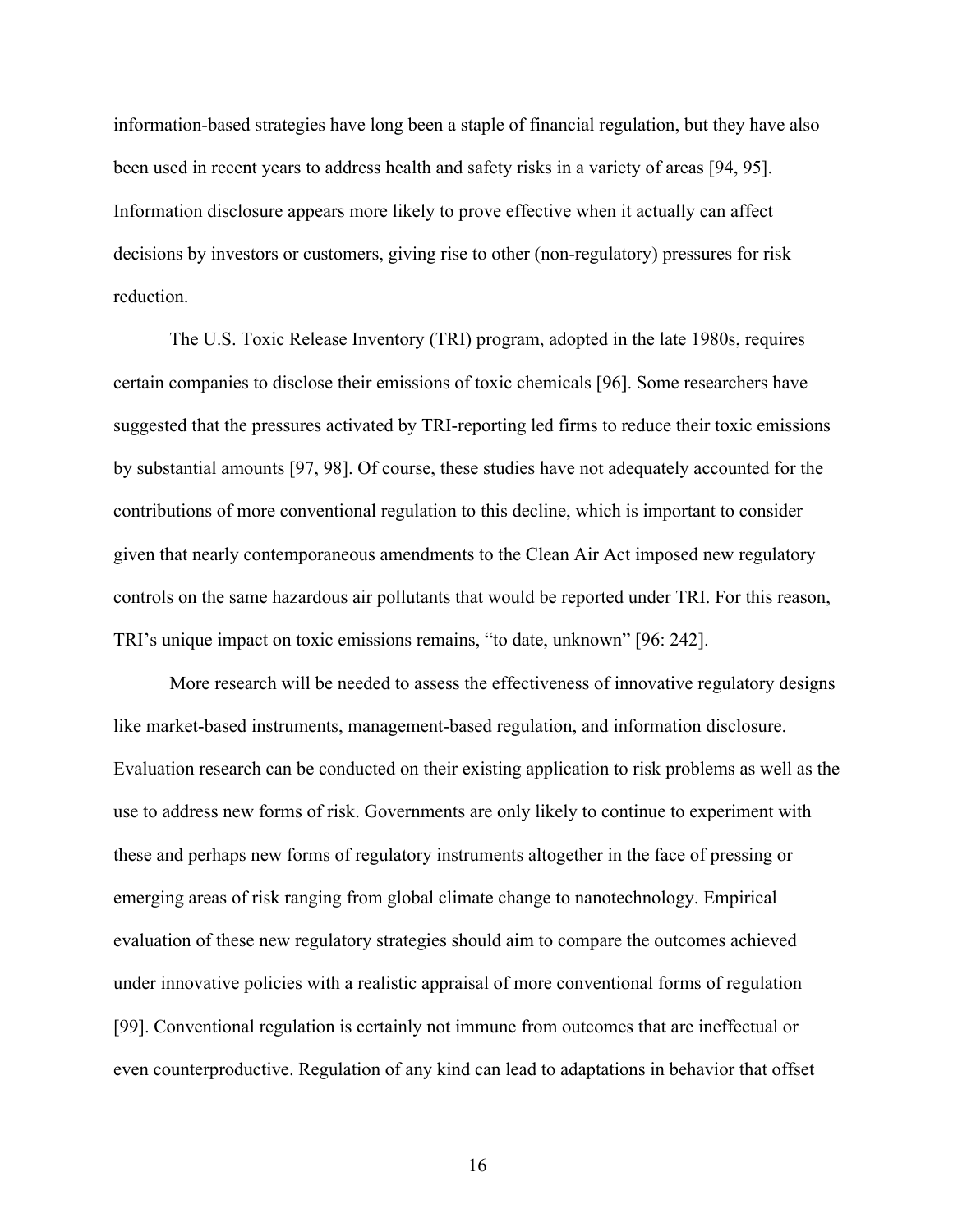information-based strategies have long been a staple of financial regulation, but they have also been used in recent years to address health and safety risks in a variety of areas [94, 95]. Information disclosure appears more likely to prove effective when it actually can affect decisions by investors or customers, giving rise to other (non-regulatory) pressures for risk reduction.

The U.S. Toxic Release Inventory (TRI) program, adopted in the late 1980s, requires certain companies to disclose their emissions of toxic chemicals [96]. Some researchers have suggested that the pressures activated by TRI-reporting led firms to reduce their toxic emissions by substantial amounts [97, 98]. Of course, these studies have not adequately accounted for the contributions of more conventional regulation to this decline, which is important to consider given that nearly contemporaneous amendments to the Clean Air Act imposed new regulatory controls on the same hazardous air pollutants that would be reported under TRI. For this reason, TRI's unique impact on toxic emissions remains, "to date, unknown" [96: 242].

More research will be needed to assess the effectiveness of innovative regulatory designs like market-based instruments, management-based regulation, and information disclosure. Evaluation research can be conducted on their existing application to risk problems as well as the use to address new forms of risk. Governments are only likely to continue to experiment with these and perhaps new forms of regulatory instruments altogether in the face of pressing or emerging areas of risk ranging from global climate change to nanotechnology. Empirical evaluation of these new regulatory strategies should aim to compare the outcomes achieved under innovative policies with a realistic appraisal of more conventional forms of regulation [99]. Conventional regulation is certainly not immune from outcomes that are ineffectual or even counterproductive. Regulation of any kind can lead to adaptations in behavior that offset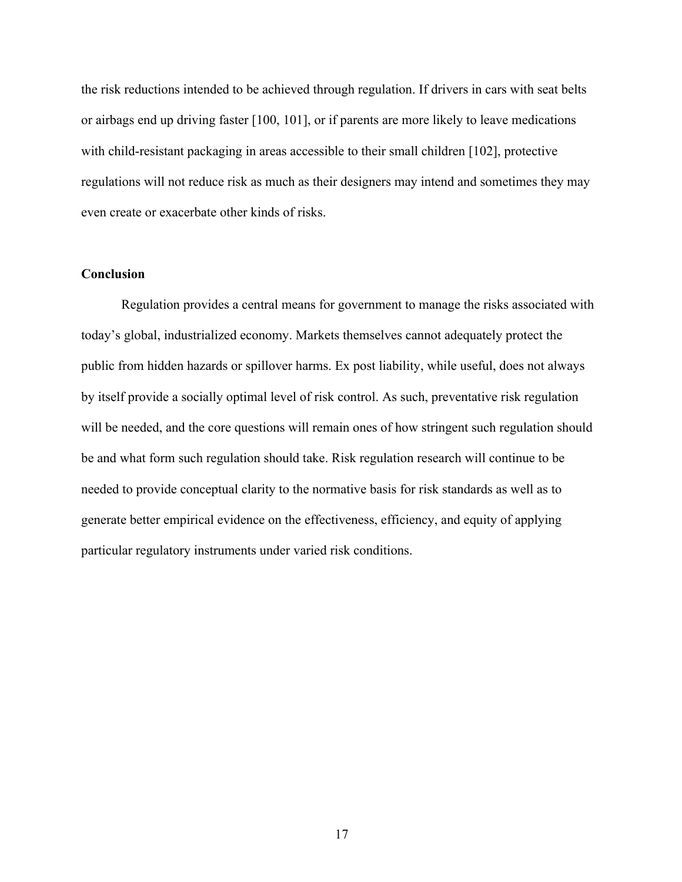the risk reductions intended to be achieved through regulation. If drivers in cars with seat belts or airbags end up driving faster [100, 101], or if parents are more likely to leave medications with child-resistant packaging in areas accessible to their small children [102], protective regulations will not reduce risk as much as their designers may intend and sometimes they may even create or exacerbate other kinds of risks.

## Conclusion

Regulation provides a central means for government to manage the risks associated with today's global, industrialized economy. Markets themselves cannot adequately protect the public from hidden hazards or spillover harms. Ex post liability, while useful, does not always by itself provide a socially optimal level of risk control. As such, preventative risk regulation will be needed, and the core questions will remain ones of how stringent such regulation should be and what form such regulation should take. Risk regulation research will continue to be needed to provide conceptual clarity to the normative basis for risk standards as well as to generate better empirical evidence on the effectiveness, efficiency, and equity of applying particular regulatory instruments under varied risk conditions.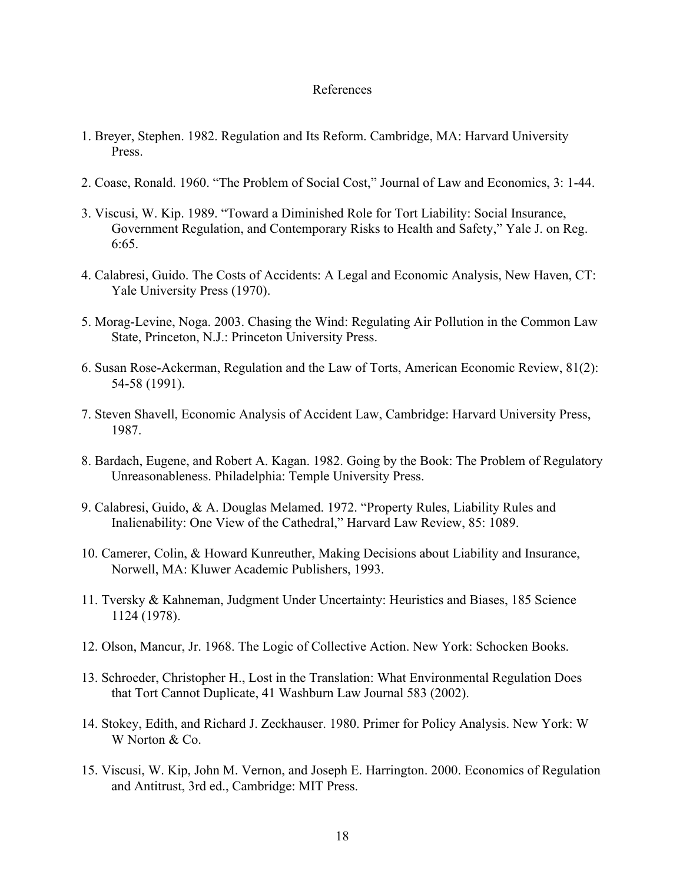# References

1. Breyer, Stephen. 1982. Regulation and Its Reform. Cambridge, MA: Harvard University Press.

2. Coase, Ronald. 1960. "The Problem of Social Cost," Journal of Law and Economics, 3: 1-44.

3. Viscusi, W. Kip. 1989. "Toward a Diminished Role for Tort Liability: Social Insurance, Government Regulation, and Contemporary Risks to Health and Safety," Yale J. on Reg. 6:65.

4. Calabresi, Guido. The Costs of Accidents: A Legal and Economic Analysis, New Haven, CT: Yale University Press (1970).

5. Morag-Levine, Noga. 2003. Chasing the Wind: Regulating Air Pollution in the Common Law State, Princeton, N.J.: Princeton University Press.

6. Susan Rose-Ackerman, Regulation and the Law of Torts, American Economic Review, 81(2): 54-58 (1991).

7. Steven Shavell, Economic Analysis of Accident Law, Cambridge: Harvard University Press, 1987.

8. Bardach, Eugene, and Robert A. Kagan. 1982. Going by the Book: The Problem of Regulatory Unreasonableness. Philadelphia: Temple University Press.

9. Calabresi, Guido, & A. Douglas Melamed. 1972. "Property Rules, Liability Rules and Inalienability: One View of the Cathedral," Harvard Law Review, 85: 1089.

10. Camerer, Colin, & Howard Kunreuther, Making Decisions about Liability and Insurance, Norwell, MA: Kluwer Academic Publishers, 1993.

11. Tversky & Kahneman, Judgment Under Uncertainty: Heuristics and Biases, 185 Science 1124 (1978).

12. Olson, Mancur, Jr. 1968. The Logic of Collective Action. New York: Schocken Books.

13. Schroeder, Christopher H., Lost in the Translation: What Environmental Regulation Does that Tort Cannot Duplicate, 41 Washburn Law Journal 583 (2002).

14. Stokey, Edith, and Richard J. Zeckhauser. 1980. Primer for Policy Analysis. New York: W W Norton & Co.

15. Viscusi, W. Kip, John M. Vernon, and Joseph E. Harrington. 2000. Economics of Regulation and Antitrust, 3rd ed., Cambridge: MIT Press.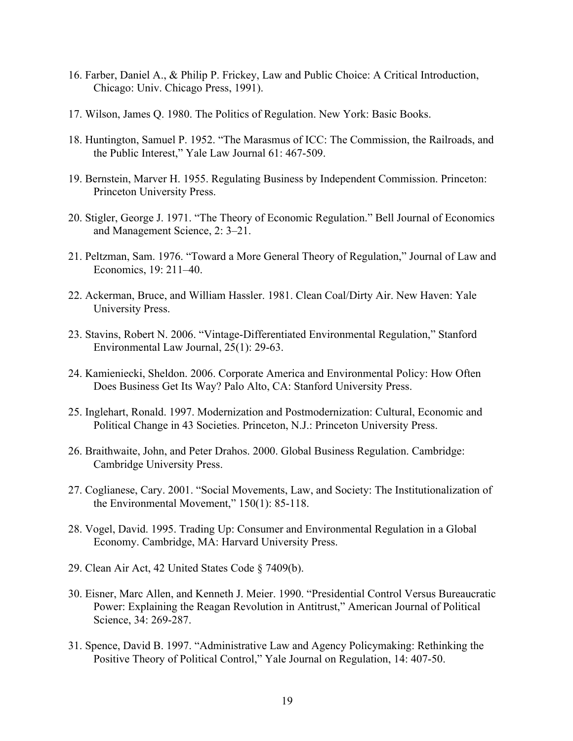16. Farber, Daniel A., & Philip P. Frickey, Law and Public Choice: A Critical Introduction, Chicago: Univ. Chicago Press, 1991).

17. Wilson, James Q. 1980. The Politics of Regulation. New York: Basic Books.

18. Huntington, Samuel P. 1952. "The Marasmus of ICC: The Commission, the Railroads, and the Public Interest," Yale Law Journal 61: 467-509.

19. Bernstein, Marver H. 1955. Regulating Business by Independent Commission. Princeton: Princeton University Press.

20. Stigler, George J. 1971. "The Theory of Economic Regulation." Bell Journal of Economics and Management Science, 2: 3–21.

21. Peltzman, Sam. 1976. "Toward a More General Theory of Regulation," Journal of Law and Economics, 19: 211–40.

22. Ackerman, Bruce, and William Hassler. 1981. Clean Coal/Dirty Air. New Haven: Yale University Press.

23. Stavins, Robert N. 2006. "Vintage-Differentiated Environmental Regulation," Stanford Environmental Law Journal, 25(1): 29-63.

24. Kamieniecki, Sheldon. 2006. Corporate America and Environmental Policy: How Often Does Business Get Its Way? Palo Alto, CA: Stanford University Press.

25. Inglehart, Ronald. 1997. Modernization and Postmodernization: Cultural, Economic and Political Change in 43 Societies. Princeton, N.J.: Princeton University Press.

26. Braithwaite, John, and Peter Drahos. 2000. Global Business Regulation. Cambridge: Cambridge University Press.

27. Coglianese, Cary. 2001. "Social Movements, Law, and Society: The Institutionalization of the Environmental Movement," 150(1): 85-118.

28. Vogel, David. 1995. Trading Up: Consumer and Environmental Regulation in a Global Economy. Cambridge, MA: Harvard University Press.

29. Clean Air Act, 42 United States Code § 7409(b).

30. Eisner, Marc Allen, and Kenneth J. Meier. 1990. "Presidential Control Versus Bureaucratic Power: Explaining the Reagan Revolution in Antitrust," American Journal of Political Science, 34: 269-287.

31. Spence, David B. 1997. "Administrative Law and Agency Policymaking: Rethinking the Positive Theory of Political Control," Yale Journal on Regulation, 14: 407-50.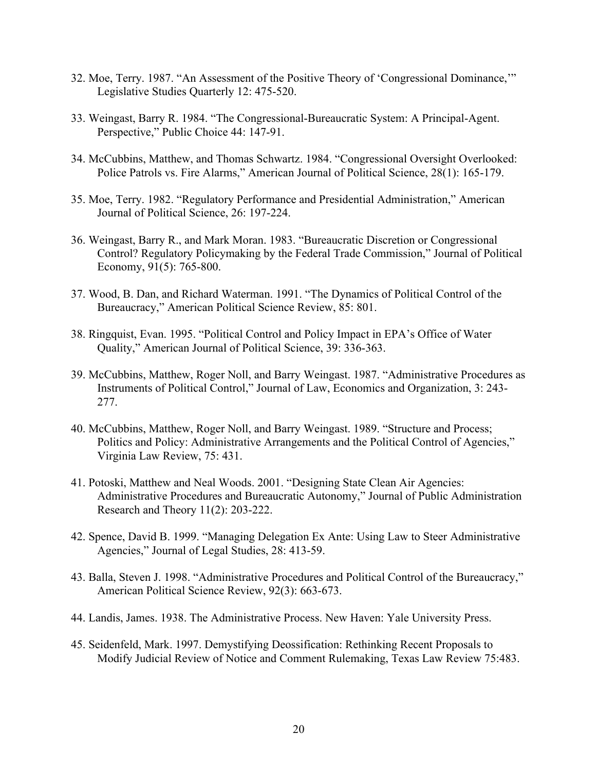32. Moe, Terry. 1987. "An Assessment of the Positive Theory of 'Congressional Dominance,'" Legislative Studies Quarterly 12: 475-520.

33. Weingast, Barry R. 1984. "The Congressional-Bureaucratic System: A Principal-Agent. Perspective," Public Choice 44: 147-91.

34. McCubbins, Matthew, and Thomas Schwartz. 1984. "Congressional Oversight Overlooked: Police Patrols vs. Fire Alarms," American Journal of Political Science, 28(1): 165-179.

35. Moe, Terry. 1982. "Regulatory Performance and Presidential Administration," American Journal of Political Science, 26: 197-224.

36. Weingast, Barry R., and Mark Moran. 1983. "Bureaucratic Discretion or Congressional Control? Regulatory Policymaking by the Federal Trade Commission," Journal of Political Economy, 91(5): 765-800.

37. Wood, B. Dan, and Richard Waterman. 1991. "The Dynamics of Political Control of the Bureaucracy," American Political Science Review, 85: 801.

38. Ringquist, Evan. 1995. "Political Control and Policy Impact in EPA's Office of Water Quality," American Journal of Political Science, 39: 336-363.

39. McCubbins, Matthew, Roger Noll, and Barry Weingast. 1987. "Administrative Procedures as Instruments of Political Control," Journal of Law, Economics and Organization, 3: 243-277.

40. McCubbins, Matthew, Roger Noll, and Barry Weingast. 1989. "Structure and Process; Politics and Policy: Administrative Arrangements and the Political Control of Agencies," Virginia Law Review, 75: 431.

41. Potoski, Matthew and Neal Woods. 2001. "Designing State Clean Air Agencies: Administrative Procedures and Bureaucratic Autonomy," Journal of Public Administration Research and Theory 11(2): 203-222.

42. Spence, David B. 1999. "Managing Delegation Ex Ante: Using Law to Steer Administrative Agencies," Journal of Legal Studies, 28: 413-59.

43. Balla, Steven J. 1998. "Administrative Procedures and Political Control of the Bureaucracy," American Political Science Review, 92(3): 663-673.

44. Landis, James. 1938. The Administrative Process. New Haven: Yale University Press.

45. Seidenfeld, Mark. 1997. Demystifying Deossification: Rethinking Recent Proposals to Modify Judicial Review of Notice and Comment Rulemaking, Texas Law Review 75:483.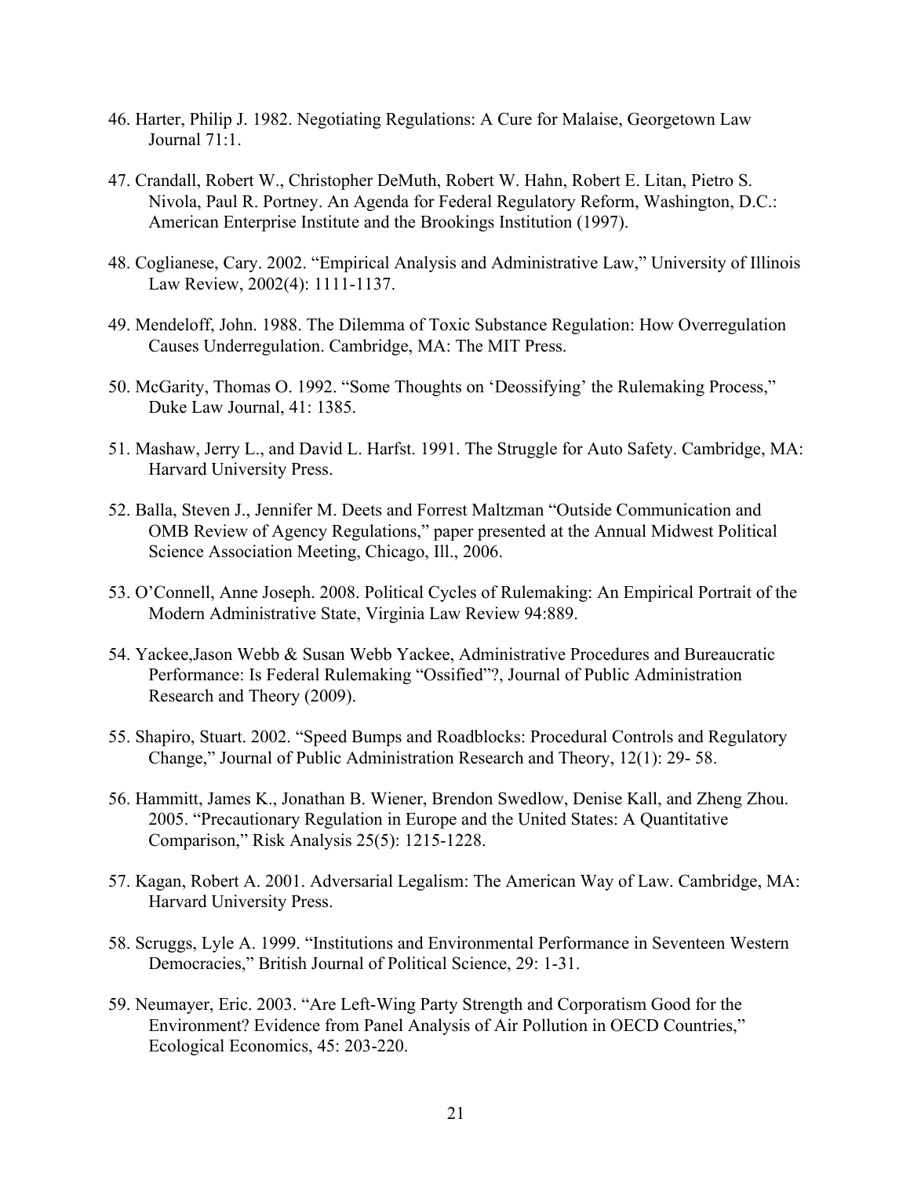46. Harter, Philip J. 1982. Negotiating Regulations: A Cure for Malaise, Georgetown Law Journal 71:1.

47. Crandall, Robert W., Christopher DeMuth, Robert W. Hahn, Robert E. Litan, Pietro S. Nivola, Paul R. Portney. An Agenda for Federal Regulatory Reform, Washington, D.C.: American Enterprise Institute and the Brookings Institution (1997).

48. Coglianese, Cary. 2002. "Empirical Analysis and Administrative Law," University of Illinois Law Review, 2002(4): 1111-1137.

49. Mendeloff, John. 1988. The Dilemma of Toxic Substance Regulation: How Overregulation Causes Underregulation. Cambridge, MA: The MIT Press.

50. McGarity, Thomas O. 1992. "Some Thoughts on 'Deossifying' the Rulemaking Process," Duke Law Journal, 41: 1385.

51. Mashaw, Jerry L., and David L. Harfst. 1991. The Struggle for Auto Safety. Cambridge, MA: Harvard University Press.

52. Balla, Steven J., Jennifer M. Deets and Forrest Maltzman "Outside Communication and OMB Review of Agency Regulations," paper presented at the Annual Midwest Political Science Association Meeting, Chicago, Ill., 2006.

53. O'Connell, Anne Joseph. 2008. Political Cycles of Rulemaking: An Empirical Portrait of the Modern Administrative State, Virginia Law Review 94:889.

54. Yackee,Jason Webb & Susan Webb Yackee, Administrative Procedures and Bureaucratic Performance: Is Federal Rulemaking "Ossified"?, Journal of Public Administration Research and Theory (2009).

55. Shapiro, Stuart. 2002. "Speed Bumps and Roadblocks: Procedural Controls and Regulatory Change," Journal of Public Administration Research and Theory, 12(1): 29- 58.

56. Hammitt, James K., Jonathan B. Wiener, Brendon Swedlow, Denise Kall, and Zheng Zhou. 2005. "Precautionary Regulation in Europe and the United States: A Quantitative Comparison," Risk Analysis 25(5): 1215-1228.

57. Kagan, Robert A. 2001. Adversarial Legalism: The American Way of Law. Cambridge, MA: Harvard University Press.

58. Scruggs, Lyle A. 1999. "Institutions and Environmental Performance in Seventeen Western Democracies," British Journal of Political Science, 29: 1-31.

59. Neumayer, Eric. 2003. "Are Left-Wing Party Strength and Corporatism Good for the Environment? Evidence from Panel Analysis of Air Pollution in OECD Countries," Ecological Economics, 45: 203-220.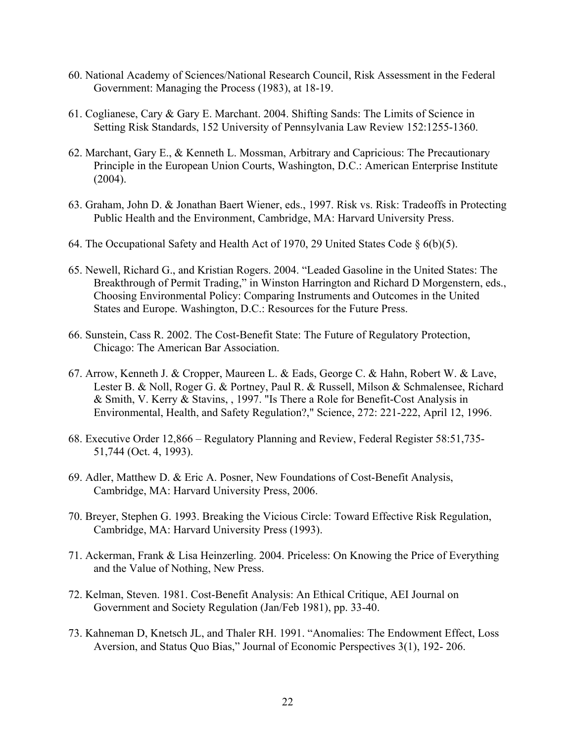60. National Academy of Sciences/National Research Council, Risk Assessment in the Federal Government: Managing the Process (1983), at 18-19.

61. Coglianese, Cary & Gary E. Marchant. 2004. Shifting Sands: The Limits of Science in Setting Risk Standards, 152 University of Pennsylvania Law Review 152:1255-1360.

62. Marchant, Gary E., & Kenneth L. Mossman, Arbitrary and Capricious: The Precautionary Principle in the European Union Courts, Washington, D.C.: American Enterprise Institute (2004).

63. Graham, John D. & Jonathan Baert Wiener, eds., 1997. Risk vs. Risk: Tradeoffs in Protecting Public Health and the Environment, Cambridge, MA: Harvard University Press.

64. The Occupational Safety and Health Act of 1970, 29 United States Code § 6(b)(5).

65. Newell, Richard G., and Kristian Rogers. 2004. "Leaded Gasoline in the United States: The Breakthrough of Permit Trading," in Winston Harrington and Richard D Morgenstern, eds., Choosing Environmental Policy: Comparing Instruments and Outcomes in the United States and Europe. Washington, D.C.: Resources for the Future Press.

66. Sunstein, Cass R. 2002. The Cost-Benefit State: The Future of Regulatory Protection, Chicago: The American Bar Association.

67. Arrow, Kenneth J. & Cropper, Maureen L. & Eads, George C. & Hahn, Robert W. & Lave, Lester B. & Noll, Roger G. & Portney, Paul R. & Russell, Milson & Schmalensee, Richard & Smith, V. Kerry & Stavins, , 1997. "Is There a Role for Benefit-Cost Analysis in Environmental, Health, and Safety Regulation?," Science, 272: 221-222, April 12, 1996.

68. Executive Order 12,866 – Regulatory Planning and Review, Federal Register 58:51,735-51,744 (Oct. 4, 1993).

69. Adler, Matthew D. & Eric A. Posner, New Foundations of Cost-Benefit Analysis, Cambridge, MA: Harvard University Press, 2006.

70. Breyer, Stephen G. 1993. Breaking the Vicious Circle: Toward Effective Risk Regulation, Cambridge, MA: Harvard University Press (1993).

71. Ackerman, Frank & Lisa Heinzerling. 2004. Priceless: On Knowing the Price of Everything and the Value of Nothing, New Press.

72. Kelman, Steven. 1981. Cost-Benefit Analysis: An Ethical Critique, AEI Journal on Government and Society Regulation (Jan/Feb 1981), pp. 33-40.

73. Kahneman D, Knetsch JL, and Thaler RH. 1991. "Anomalies: The Endowment Effect, Loss Aversion, and Status Quo Bias," Journal of Economic Perspectives 3(1), 192- 206.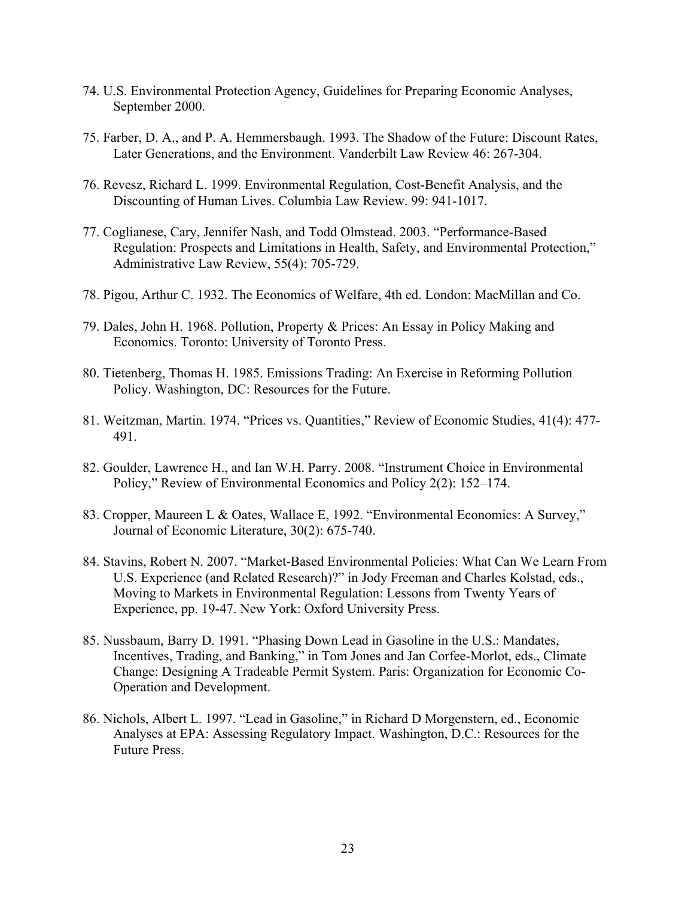74. U.S. Environmental Protection Agency, Guidelines for Preparing Economic Analyses, September 2000.

75. Farber, D. A., and P. A. Hemmersbaugh. 1993. The Shadow of the Future: Discount Rates, Later Generations, and the Environment. Vanderbilt Law Review 46: 267-304.

76. Revesz, Richard L. 1999. Environmental Regulation, Cost-Benefit Analysis, and the Discounting of Human Lives. Columbia Law Review. 99: 941-1017.

77. Coglianese, Cary, Jennifer Nash, and Todd Olmstead. 2003. "Performance-Based Regulation: Prospects and Limitations in Health, Safety, and Environmental Protection," Administrative Law Review, 55(4): 705-729.

78. Pigou, Arthur C. 1932. The Economics of Welfare, 4th ed. London: MacMillan and Co.

79. Dales, John H. 1968. Pollution, Property & Prices: An Essay in Policy Making and Economics. Toronto: University of Toronto Press.

80. Tietenberg, Thomas H. 1985. Emissions Trading: An Exercise in Reforming Pollution Policy. Washington, DC: Resources for the Future.

81. Weitzman, Martin. 1974. "Prices vs. Quantities," Review of Economic Studies, 41(4): 477-491.

82. Goulder, Lawrence H., and Ian W.H. Parry. 2008. "Instrument Choice in Environmental Policy," Review of Environmental Economics and Policy 2(2): 152–174.

83. Cropper, Maureen L & Oates, Wallace E, 1992. "Environmental Economics: A Survey," Journal of Economic Literature, 30(2): 675-740.

84. Stavins, Robert N. 2007. "Market-Based Environmental Policies: What Can We Learn From U.S. Experience (and Related Research)?" in Jody Freeman and Charles Kolstad, eds., Moving to Markets in Environmental Regulation: Lessons from Twenty Years of Experience, pp. 19-47. New York: Oxford University Press.

85. Nussbaum, Barry D. 1991. "Phasing Down Lead in Gasoline in the U.S.: Mandates, Incentives, Trading, and Banking," in Tom Jones and Jan Corfee-Morlot, eds., Climate Change: Designing A Tradeable Permit System. Paris: Organization for Economic Co-Operation and Development.

86. Nichols, Albert L. 1997. "Lead in Gasoline," in Richard D Morgenstern, ed., Economic Analyses at EPA: Assessing Regulatory Impact. Washington, D.C.: Resources for the Future Press.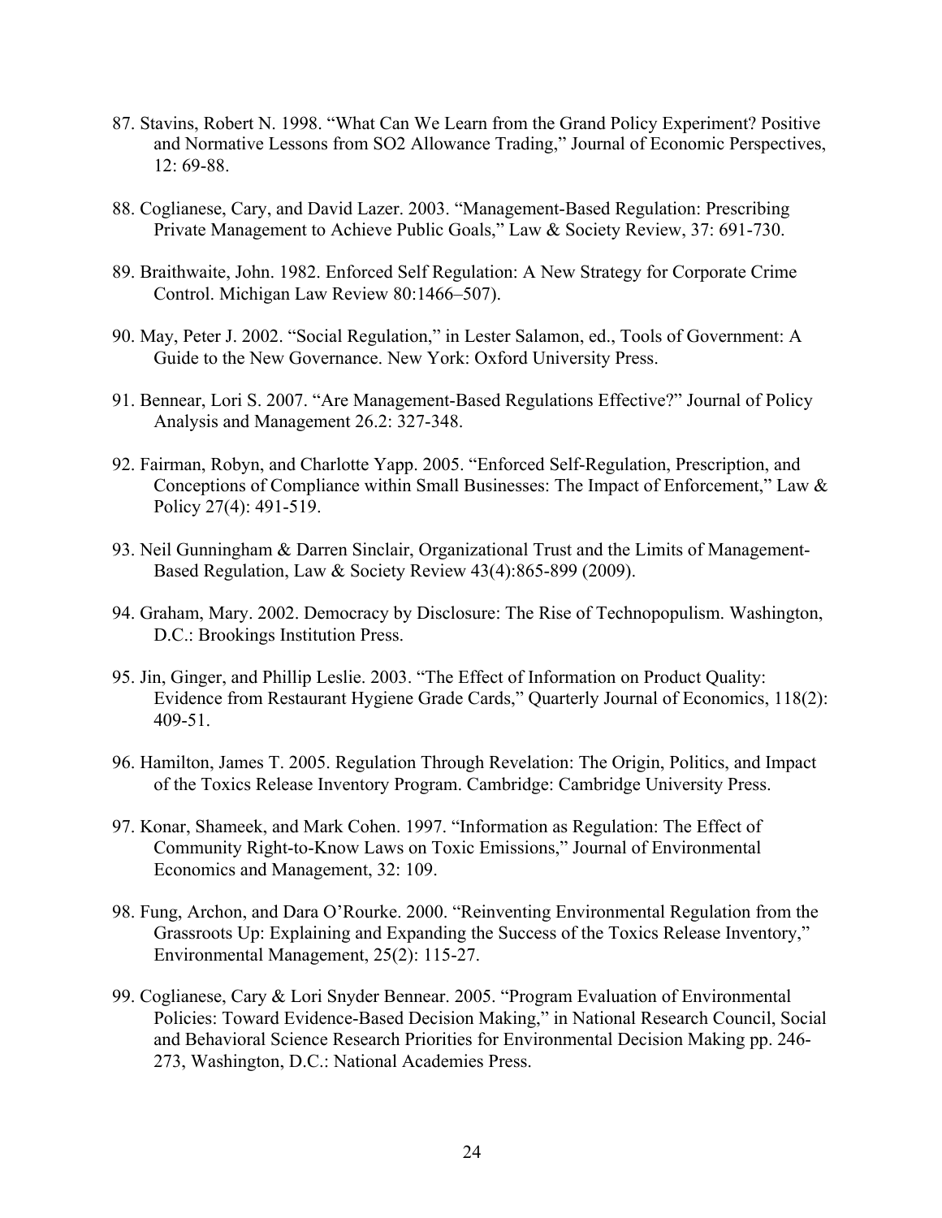87. Stavins, Robert N. 1998. "What Can We Learn from the Grand Policy Experiment? Positive and Normative Lessons from SO2 Allowance Trading," Journal of Economic Perspectives, 12: 69-88.

88. Coglianese, Cary, and David Lazer. 2003. "Management-Based Regulation: Prescribing Private Management to Achieve Public Goals," Law & Society Review, 37: 691-730.

89. Braithwaite, John. 1982. Enforced Self Regulation: A New Strategy for Corporate Crime Control. Michigan Law Review 80:1466–507).

90. May, Peter J. 2002. "Social Regulation," in Lester Salamon, ed., Tools of Government: A Guide to the New Governance. New York: Oxford University Press.

91. Bennear, Lori S. 2007. "Are Management-Based Regulations Effective?" Journal of Policy Analysis and Management 26.2: 327-348.

92. Fairman, Robyn, and Charlotte Yapp. 2005. "Enforced Self-Regulation, Prescription, and Conceptions of Compliance within Small Businesses: The Impact of Enforcement," Law & Policy 27(4): 491-519.

93. Neil Gunningham & Darren Sinclair, Organizational Trust and the Limits of Management-Based Regulation, Law & Society Review 43(4):865-899 (2009).

94. Graham, Mary. 2002. Democracy by Disclosure: The Rise of Technopopulism. Washington, D.C.: Brookings Institution Press.

95. Jin, Ginger, and Phillip Leslie. 2003. "The Effect of Information on Product Quality: Evidence from Restaurant Hygiene Grade Cards," Quarterly Journal of Economics, 118(2): 409-51.

96. Hamilton, James T. 2005. Regulation Through Revelation: The Origin, Politics, and Impact of the Toxics Release Inventory Program. Cambridge: Cambridge University Press.

97. Konar, Shameek, and Mark Cohen. 1997. "Information as Regulation: The Effect of Community Right-to-Know Laws on Toxic Emissions," Journal of Environmental Economics and Management, 32: 109.

98. Fung, Archon, and Dara O'Rourke. 2000. "Reinventing Environmental Regulation from the Grassroots Up: Explaining and Expanding the Success of the Toxics Release Inventory," Environmental Management, 25(2): 115-27.

99. Coglianese, Cary & Lori Snyder Bennear. 2005. "Program Evaluation of Environmental Policies: Toward Evidence-Based Decision Making," in National Research Council, Social and Behavioral Science Research Priorities for Environmental Decision Making pp. 246-273, Washington, D.C.: National Academies Press.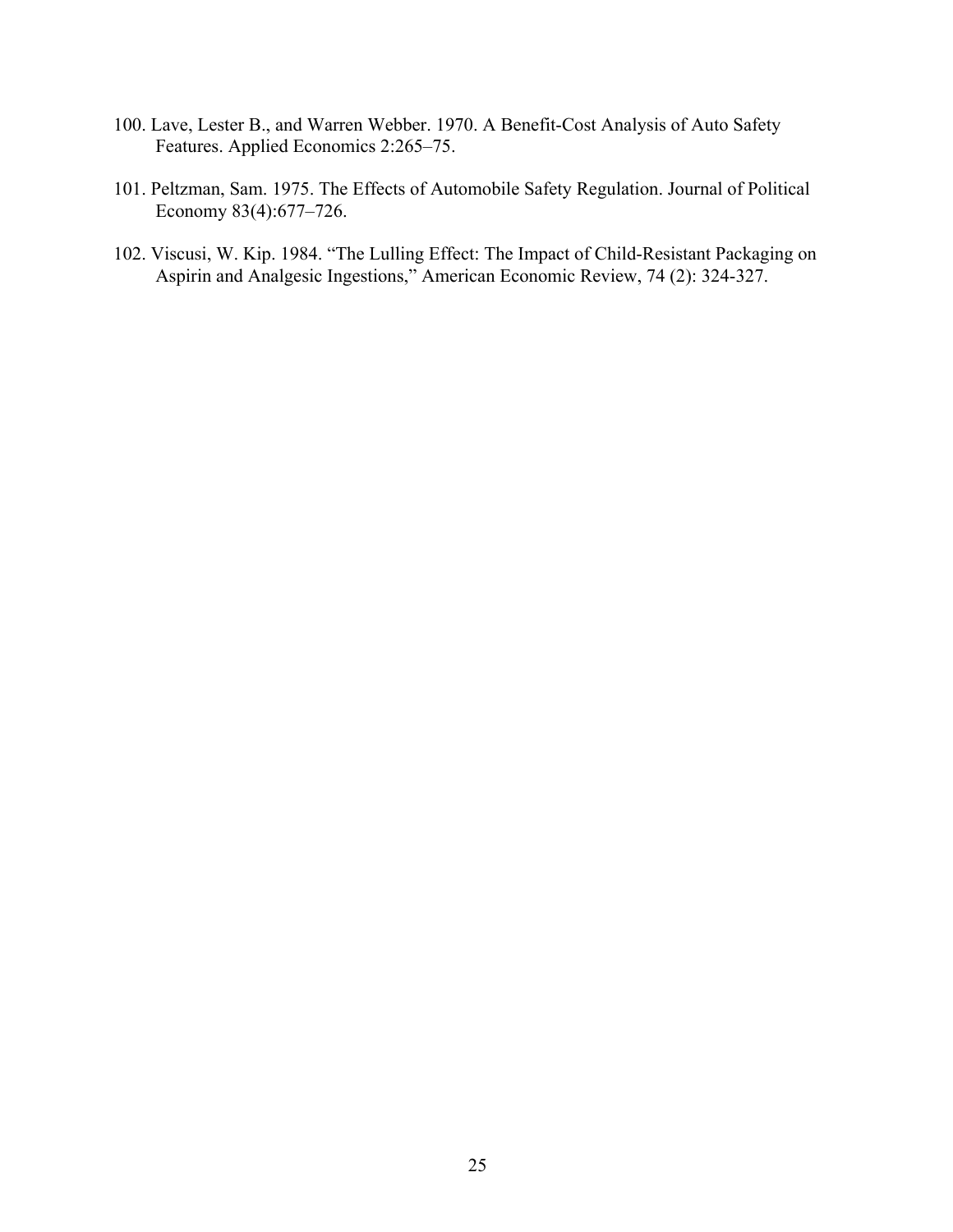100. Lave, Lester B., and Warren Webber. 1970. A Benefit-Cost Analysis of Auto Safety Features. Applied Economics 2:265–75.

101. Peltzman, Sam. 1975. The Effects of Automobile Safety Regulation. Journal of Political Economy 83(4):677–726.

102. Viscusi, W. Kip. 1984. "The Lulling Effect: The Impact of Child-Resistant Packaging on Aspirin and Analgesic Ingestions," American Economic Review, 74 (2): 324-327.